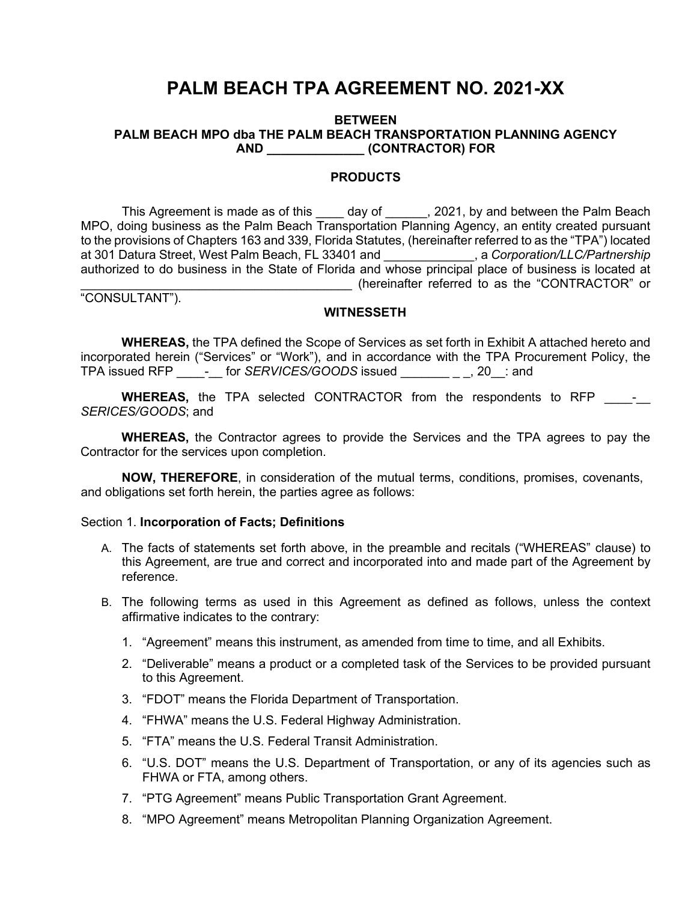# PALM BEACH TPA AGREEMENT NO. 2021-XX

**BETWEEN**
**PALM BEACH MPO dba THE PALM BEACH TRANSPORTATION PLANNING AGENCY**
**AND _____________ (CONTRACTOR) FOR**

**PRODUCTS**

This Agreement is made as of this ____ day of ______, 2021, by and between the Palm Beach MPO, doing business as the Palm Beach Transportation Planning Agency, an entity created pursuant to the provisions of Chapters 163 and 339, Florida Statutes, (hereinafter referred to as the "TPA") located at 301 Datura Street, West Palm Beach, FL 33401 and _____________, a *Corporation/LLC/Partnership* authorized to do business in the State of Florida and whose principal place of business is located at ________________________________________ (hereinafter referred to as the "CONTRACTOR" or "CONSULTANT").

**WITNESSETH**

**WHEREAS,** the TPA defined the Scope of Services as set forth in Exhibit A attached hereto and incorporated herein ("Services" or "Work"), and in accordance with the TPA Procurement Policy, the TPA issued RFP ____-__ for *SERVICES/GOODS* issued _______ _ _, 20__: and

**WHEREAS,** the TPA selected CONTRACTOR from the respondents to RFP ____-__ *SERICES/GOODS*; and

**WHEREAS,** the Contractor agrees to provide the Services and the TPA agrees to pay the Contractor for the services upon completion.

**NOW, THEREFORE**, in consideration of the mutual terms, conditions, promises, covenants, and obligations set forth herein, the parties agree as follows:

Section 1. **Incorporation of Facts; Definitions**

A. The facts of statements set forth above, in the preamble and recitals ("WHEREAS" clause) to this Agreement, are true and correct and incorporated into and made part of the Agreement by reference.

B. The following terms as used in this Agreement as defined as follows, unless the context affirmative indicates to the contrary:

1. "Agreement" means this instrument, as amended from time to time, and all Exhibits.
2. "Deliverable" means a product or a completed task of the Services to be provided pursuant to this Agreement.
3. "FDOT" means the Florida Department of Transportation.
4. "FHWA" means the U.S. Federal Highway Administration.
5. "FTA" means the U.S. Federal Transit Administration.
6. "U.S. DOT" means the U.S. Department of Transportation, or any of its agencies such as FHWA or FTA, among others.
7. "PTG Agreement" means Public Transportation Grant Agreement.
8. "MPO Agreement" means Metropolitan Planning Organization Agreement.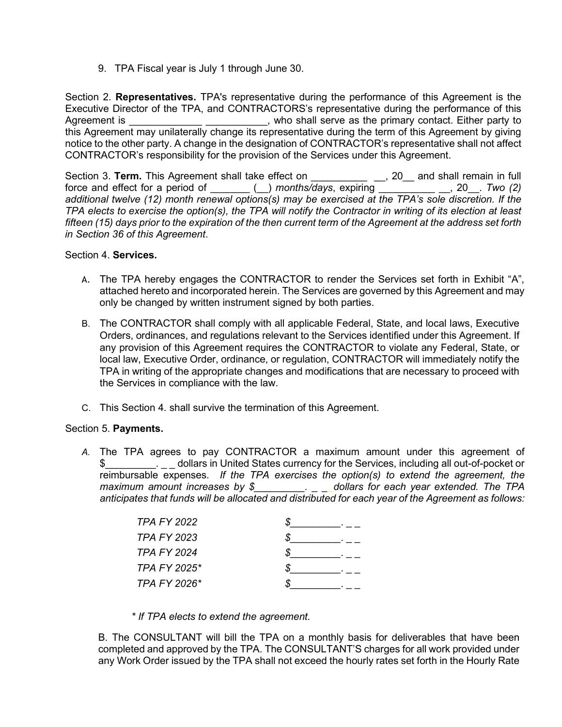9. TPA Fiscal year is July 1 through June 30.

Section 2. **Representatives.** TPA's representative during the performance of this Agreement is the Executive Director of the TPA, and CONTRACTORS's representative during the performance of this Agreement is _____________ ___________, who shall serve as the primary contact. Either party to this Agreement may unilaterally change its representative during the term of this Agreement by giving notice to the other party. A change in the designation of CONTRACTOR's representative shall not affect CONTRACTOR's responsibility for the provision of the Services under this Agreement.

Section 3. **Term.** This Agreement shall take effect on __________ __, 20__ and shall remain in full force and effect for a period of _______ (__) *months/days*, expiring __________ __, 20__. *Two (2) additional twelve (12) month renewal options(s) may be exercised at the TPA's sole discretion. If the TPA elects to exercise the option(s), the TPA will notify the Contractor in writing of its election at least fifteen (15) days prior to the expiration of the then current term of the Agreement at the address set forth in Section 36 of this Agreement*.

Section 4. **Services.**

A. The TPA hereby engages the CONTRACTOR to render the Services set forth in Exhibit "A", attached hereto and incorporated herein. The Services are governed by this Agreement and may only be changed by written instrument signed by both parties.

B. The CONTRACTOR shall comply with all applicable Federal, State, and local laws, Executive Orders, ordinances, and regulations relevant to the Services identified under this Agreement. If any provision of this Agreement requires the CONTRACTOR to violate any Federal, State, or local law, Executive Order, ordinance, or regulation, CONTRACTOR will immediately notify the TPA in writing of the appropriate changes and modifications that are necessary to proceed with the Services in compliance with the law.

C. This Section 4. shall survive the termination of this Agreement.

Section 5. **Payments.**

*A.* The TPA agrees to pay CONTRACTOR a maximum amount under this agreement of $_________. _ _ dollars in United States currency for the Services, including all out-of-pocket or reimbursable expenses. *If the TPA exercises the option(s) to extend the agreement, the maximum amount increases by $_________. _ _ dollars for each year extended. The TPA anticipates that funds will be allocated and distributed for each year of the Agreement as follows:*

| | |
|---|---|
| *TPA FY 2022* | *$_________. _ _* |
| *TPA FY 2023* | *$_________. _ _* |
| *TPA FY 2024* | *$_________. _ _* |
| *TPA FY 2025\** | *$_________. _ _* |
| *TPA FY 2026\** | *$_________. _ _* |

*\* If TPA elects to extend the agreement.*

B. The CONSULTANT will bill the TPA on a monthly basis for deliverables that have been completed and approved by the TPA. The CONSULTANT'S charges for all work provided under any Work Order issued by the TPA shall not exceed the hourly rates set forth in the Hourly Rate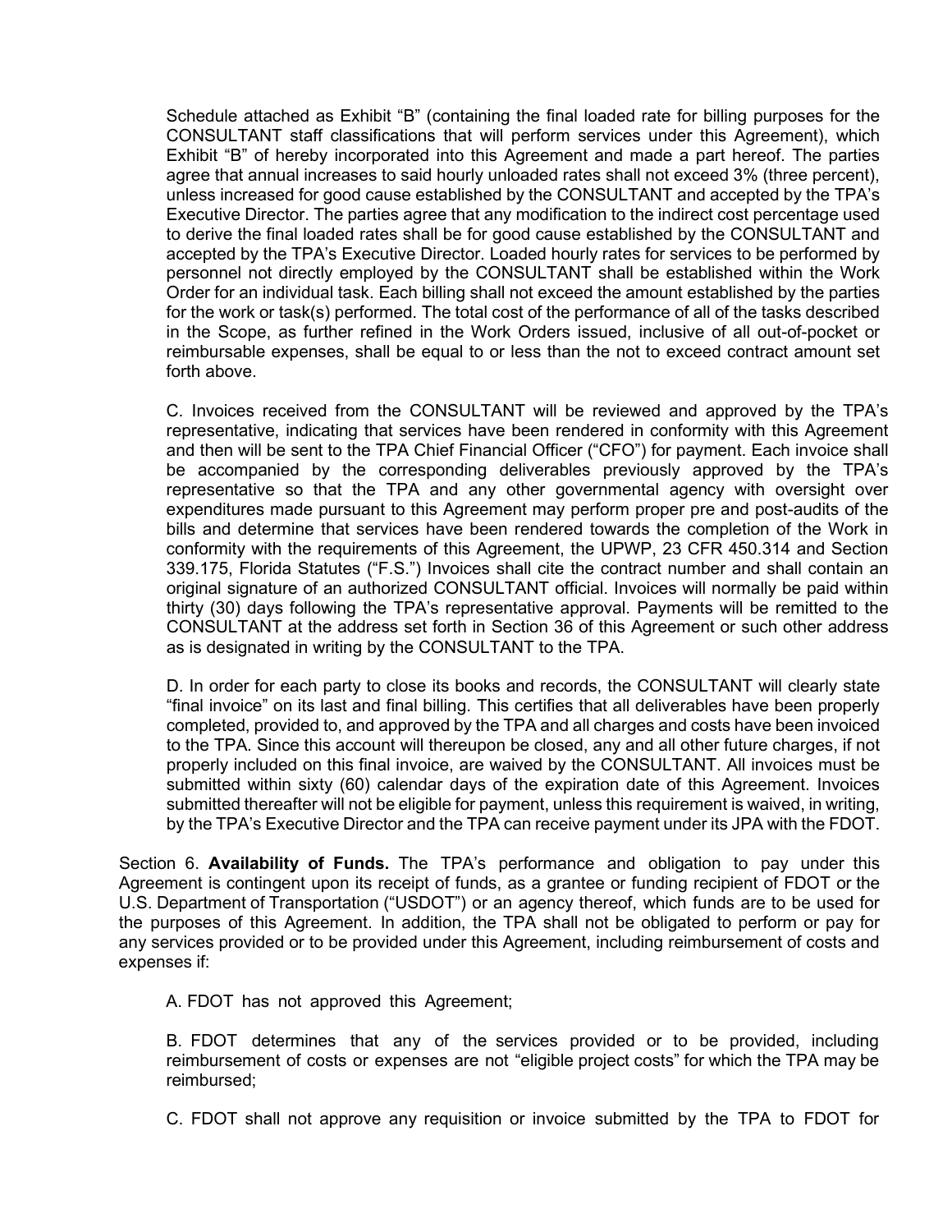Schedule attached as Exhibit "B" (containing the final loaded rate for billing purposes for the CONSULTANT staff classifications that will perform services under this Agreement), which Exhibit "B" of hereby incorporated into this Agreement and made a part hereof. The parties agree that annual increases to said hourly unloaded rates shall not exceed 3% (three percent), unless increased for good cause established by the CONSULTANT and accepted by the TPA's Executive Director. The parties agree that any modification to the indirect cost percentage used to derive the final loaded rates shall be for good cause established by the CONSULTANT and accepted by the TPA's Executive Director. Loaded hourly rates for services to be performed by personnel not directly employed by the CONSULTANT shall be established within the Work Order for an individual task. Each billing shall not exceed the amount established by the parties for the work or task(s) performed. The total cost of the performance of all of the tasks described in the Scope, as further refined in the Work Orders issued, inclusive of all out-of-pocket or reimbursable expenses, shall be equal to or less than the not to exceed contract amount set forth above.

C. Invoices received from the CONSULTANT will be reviewed and approved by the TPA's representative, indicating that services have been rendered in conformity with this Agreement and then will be sent to the TPA Chief Financial Officer ("CFO") for payment. Each invoice shall be accompanied by the corresponding deliverables previously approved by the TPA's representative so that the TPA and any other governmental agency with oversight over expenditures made pursuant to this Agreement may perform proper pre and post-audits of the bills and determine that services have been rendered towards the completion of the Work in conformity with the requirements of this Agreement, the UPWP, 23 CFR 450.314 and Section 339.175, Florida Statutes ("F.S.") Invoices shall cite the contract number and shall contain an original signature of an authorized CONSULTANT official. Invoices will normally be paid within thirty (30) days following the TPA's representative approval. Payments will be remitted to the CONSULTANT at the address set forth in Section 36 of this Agreement or such other address as is designated in writing by the CONSULTANT to the TPA.

D. In order for each party to close its books and records, the CONSULTANT will clearly state "final invoice" on its last and final billing. This certifies that all deliverables have been properly completed, provided to, and approved by the TPA and all charges and costs have been invoiced to the TPA. Since this account will thereupon be closed, any and all other future charges, if not properly included on this final invoice, are waived by the CONSULTANT. All invoices must be submitted within sixty (60) calendar days of the expiration date of this Agreement. Invoices submitted thereafter will not be eligible for payment, unless this requirement is waived, in writing, by the TPA's Executive Director and the TPA can receive payment under its JPA with the FDOT.

Section 6. **Availability of Funds.** The TPA's performance and obligation to pay under this Agreement is contingent upon its receipt of funds, as a grantee or funding recipient of FDOT or the U.S. Department of Transportation ("USDOT") or an agency thereof, which funds are to be used for the purposes of this Agreement. In addition, the TPA shall not be obligated to perform or pay for any services provided or to be provided under this Agreement, including reimbursement of costs and expenses if:

A. FDOT has not approved this Agreement;

B. FDOT determines that any of the services provided or to be provided, including reimbursement of costs or expenses are not "eligible project costs" for which the TPA may be reimbursed;

C. FDOT shall not approve any requisition or invoice submitted by the TPA to FDOT for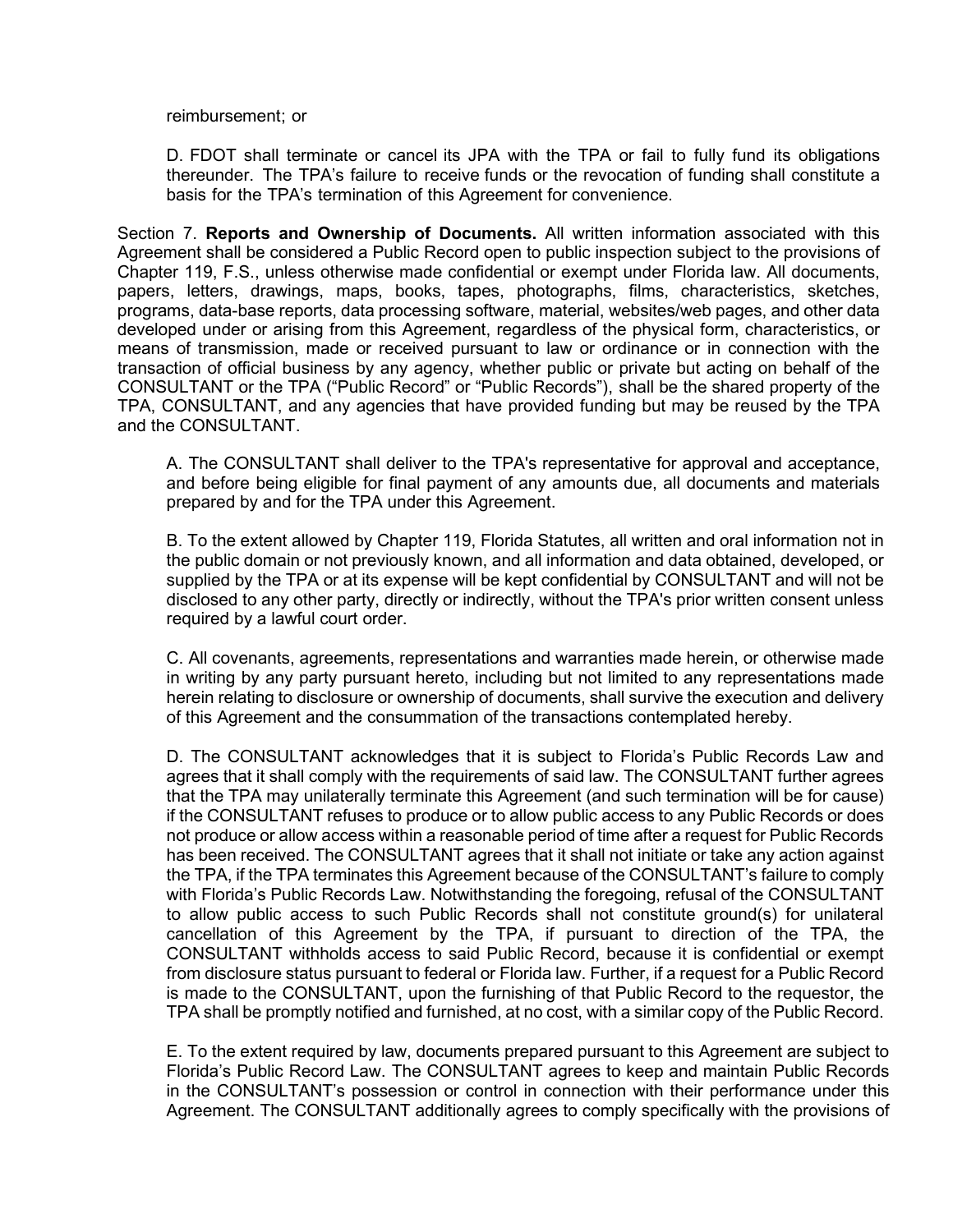reimbursement; or

D. FDOT shall terminate or cancel its JPA with the TPA or fail to fully fund its obligations thereunder. The TPA's failure to receive funds or the revocation of funding shall constitute a basis for the TPA's termination of this Agreement for convenience.

Section 7. **Reports and Ownership of Documents.** All written information associated with this Agreement shall be considered a Public Record open to public inspection subject to the provisions of Chapter 119, F.S., unless otherwise made confidential or exempt under Florida law. All documents, papers, letters, drawings, maps, books, tapes, photographs, films, characteristics, sketches, programs, data-base reports, data processing software, material, websites/web pages, and other data developed under or arising from this Agreement, regardless of the physical form, characteristics, or means of transmission, made or received pursuant to law or ordinance or in connection with the transaction of official business by any agency, whether public or private but acting on behalf of the CONSULTANT or the TPA ("Public Record" or "Public Records"), shall be the shared property of the TPA, CONSULTANT, and any agencies that have provided funding but may be reused by the TPA and the CONSULTANT.

A. The CONSULTANT shall deliver to the TPA's representative for approval and acceptance, and before being eligible for final payment of any amounts due, all documents and materials prepared by and for the TPA under this Agreement.

B. To the extent allowed by Chapter 119, Florida Statutes, all written and oral information not in the public domain or not previously known, and all information and data obtained, developed, or supplied by the TPA or at its expense will be kept confidential by CONSULTANT and will not be disclosed to any other party, directly or indirectly, without the TPA's prior written consent unless required by a lawful court order.

C. All covenants, agreements, representations and warranties made herein, or otherwise made in writing by any party pursuant hereto, including but not limited to any representations made herein relating to disclosure or ownership of documents, shall survive the execution and delivery of this Agreement and the consummation of the transactions contemplated hereby.

D. The CONSULTANT acknowledges that it is subject to Florida's Public Records Law and agrees that it shall comply with the requirements of said law. The CONSULTANT further agrees that the TPA may unilaterally terminate this Agreement (and such termination will be for cause) if the CONSULTANT refuses to produce or to allow public access to any Public Records or does not produce or allow access within a reasonable period of time after a request for Public Records has been received. The CONSULTANT agrees that it shall not initiate or take any action against the TPA, if the TPA terminates this Agreement because of the CONSULTANT's failure to comply with Florida's Public Records Law. Notwithstanding the foregoing, refusal of the CONSULTANT to allow public access to such Public Records shall not constitute ground(s) for unilateral cancellation of this Agreement by the TPA, if pursuant to direction of the TPA, the CONSULTANT withholds access to said Public Record, because it is confidential or exempt from disclosure status pursuant to federal or Florida law. Further, if a request for a Public Record is made to the CONSULTANT, upon the furnishing of that Public Record to the requestor, the TPA shall be promptly notified and furnished, at no cost, with a similar copy of the Public Record.

E. To the extent required by law, documents prepared pursuant to this Agreement are subject to Florida's Public Record Law. The CONSULTANT agrees to keep and maintain Public Records in the CONSULTANT's possession or control in connection with their performance under this Agreement. The CONSULTANT additionally agrees to comply specifically with the provisions of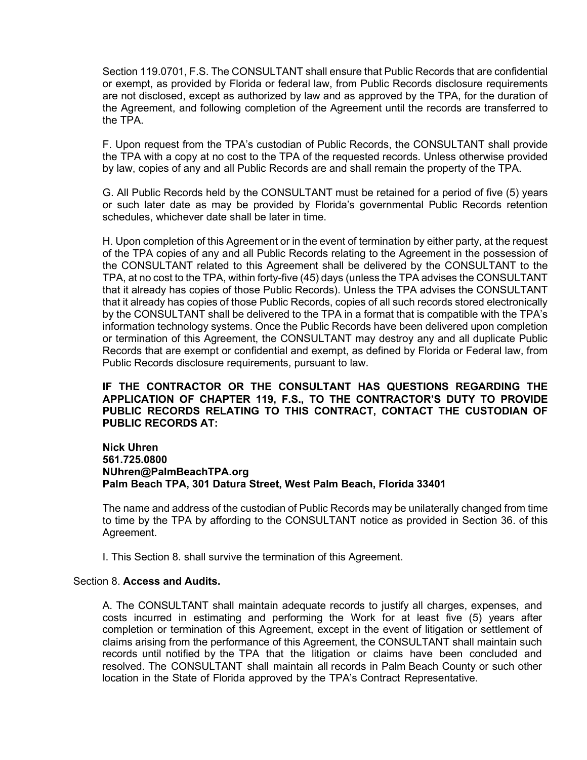Section 119.0701, F.S. The CONSULTANT shall ensure that Public Records that are confidential or exempt, as provided by Florida or federal law, from Public Records disclosure requirements are not disclosed, except as authorized by law and as approved by the TPA, for the duration of the Agreement, and following completion of the Agreement until the records are transferred to the TPA.

F. Upon request from the TPA's custodian of Public Records, the CONSULTANT shall provide the TPA with a copy at no cost to the TPA of the requested records. Unless otherwise provided by law, copies of any and all Public Records are and shall remain the property of the TPA.

G. All Public Records held by the CONSULTANT must be retained for a period of five (5) years or such later date as may be provided by Florida's governmental Public Records retention schedules, whichever date shall be later in time.

H. Upon completion of this Agreement or in the event of termination by either party, at the request of the TPA copies of any and all Public Records relating to the Agreement in the possession of the CONSULTANT related to this Agreement shall be delivered by the CONSULTANT to the TPA, at no cost to the TPA, within forty-five (45) days (unless the TPA advises the CONSULTANT that it already has copies of those Public Records). Unless the TPA advises the CONSULTANT that it already has copies of those Public Records, copies of all such records stored electronically by the CONSULTANT shall be delivered to the TPA in a format that is compatible with the TPA's information technology systems. Once the Public Records have been delivered upon completion or termination of this Agreement, the CONSULTANT may destroy any and all duplicate Public Records that are exempt or confidential and exempt, as defined by Florida or Federal law, from Public Records disclosure requirements, pursuant to law.

**IF THE CONTRACTOR OR THE CONSULTANT HAS QUESTIONS REGARDING THE APPLICATION OF CHAPTER 119, F.S., TO THE CONTRACTOR'S DUTY TO PROVIDE PUBLIC RECORDS RELATING TO THIS CONTRACT, CONTACT THE CUSTODIAN OF PUBLIC RECORDS AT:**

**Nick Uhren**
**561.725.0800**
**NUhren@PalmBeachTPA.org**
**Palm Beach TPA, 301 Datura Street, West Palm Beach, Florida 33401**

The name and address of the custodian of Public Records may be unilaterally changed from time to time by the TPA by affording to the CONSULTANT notice as provided in Section 36. of this Agreement.

I. This Section 8. shall survive the termination of this Agreement.

Section 8. **Access and Audits.**

A. The CONSULTANT shall maintain adequate records to justify all charges, expenses, and costs incurred in estimating and performing the Work for at least five (5) years after completion or termination of this Agreement, except in the event of litigation or settlement of claims arising from the performance of this Agreement, the CONSULTANT shall maintain such records until notified by the TPA that the litigation or claims have been concluded and resolved. The CONSULTANT shall maintain all records in Palm Beach County or such other location in the State of Florida approved by the TPA's Contract Representative.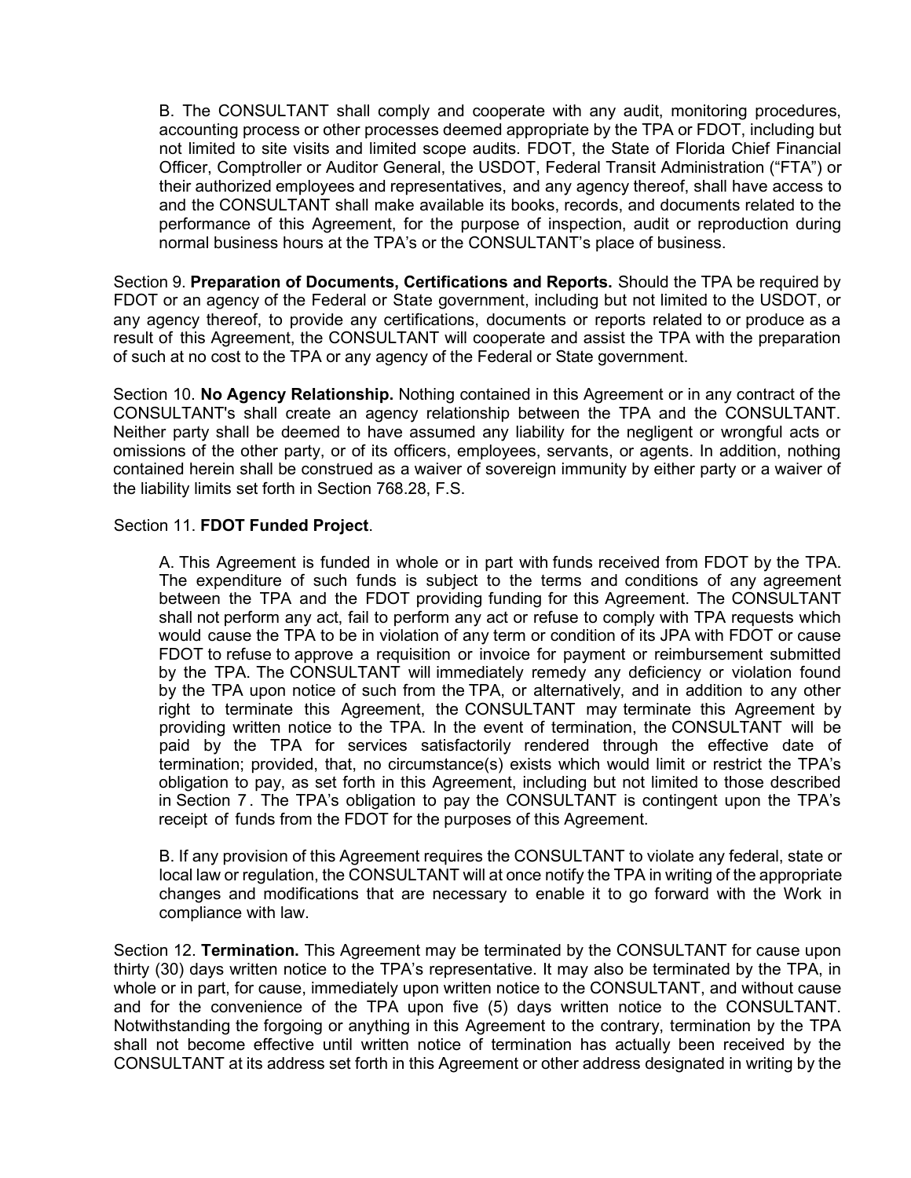B. The CONSULTANT shall comply and cooperate with any audit, monitoring procedures, accounting process or other processes deemed appropriate by the TPA or FDOT, including but not limited to site visits and limited scope audits. FDOT, the State of Florida Chief Financial Officer, Comptroller or Auditor General, the USDOT, Federal Transit Administration ("FTA") or their authorized employees and representatives, and any agency thereof, shall have access to and the CONSULTANT shall make available its books, records, and documents related to the performance of this Agreement, for the purpose of inspection, audit or reproduction during normal business hours at the TPA's or the CONSULTANT's place of business.

Section 9. **Preparation of Documents, Certifications and Reports.** Should the TPA be required by FDOT or an agency of the Federal or State government, including but not limited to the USDOT, or any agency thereof, to provide any certifications, documents or reports related to or produce as a result of this Agreement, the CONSULTANT will cooperate and assist the TPA with the preparation of such at no cost to the TPA or any agency of the Federal or State government.

Section 10. **No Agency Relationship.** Nothing contained in this Agreement or in any contract of the CONSULTANT's shall create an agency relationship between the TPA and the CONSULTANT. Neither party shall be deemed to have assumed any liability for the negligent or wrongful acts or omissions of the other party, or of its officers, employees, servants, or agents. In addition, nothing contained herein shall be construed as a waiver of sovereign immunity by either party or a waiver of the liability limits set forth in Section 768.28, F.S.

Section 11. **FDOT Funded Project**.

A. This Agreement is funded in whole or in part with funds received from FDOT by the TPA. The expenditure of such funds is subject to the terms and conditions of any agreement between the TPA and the FDOT providing funding for this Agreement. The CONSULTANT shall not perform any act, fail to perform any act or refuse to comply with TPA requests which would cause the TPA to be in violation of any term or condition of its JPA with FDOT or cause FDOT to refuse to approve a requisition or invoice for payment or reimbursement submitted by the TPA. The CONSULTANT will immediately remedy any deficiency or violation found by the TPA upon notice of such from the TPA, or alternatively, and in addition to any other right to terminate this Agreement, the CONSULTANT may terminate this Agreement by providing written notice to the TPA. In the event of termination, the CONSULTANT will be paid by the TPA for services satisfactorily rendered through the effective date of termination; provided, that, no circumstance(s) exists which would limit or restrict the TPA's obligation to pay, as set forth in this Agreement, including but not limited to those described in Section 7. The TPA's obligation to pay the CONSULTANT is contingent upon the TPA's receipt of funds from the FDOT for the purposes of this Agreement.

B. If any provision of this Agreement requires the CONSULTANT to violate any federal, state or local law or regulation, the CONSULTANT will at once notify the TPA in writing of the appropriate changes and modifications that are necessary to enable it to go forward with the Work in compliance with law.

Section 12. **Termination.** This Agreement may be terminated by the CONSULTANT for cause upon thirty (30) days written notice to the TPA's representative. It may also be terminated by the TPA, in whole or in part, for cause, immediately upon written notice to the CONSULTANT, and without cause and for the convenience of the TPA upon five (5) days written notice to the CONSULTANT. Notwithstanding the forgoing or anything in this Agreement to the contrary, termination by the TPA shall not become effective until written notice of termination has actually been received by the CONSULTANT at its address set forth in this Agreement or other address designated in writing by the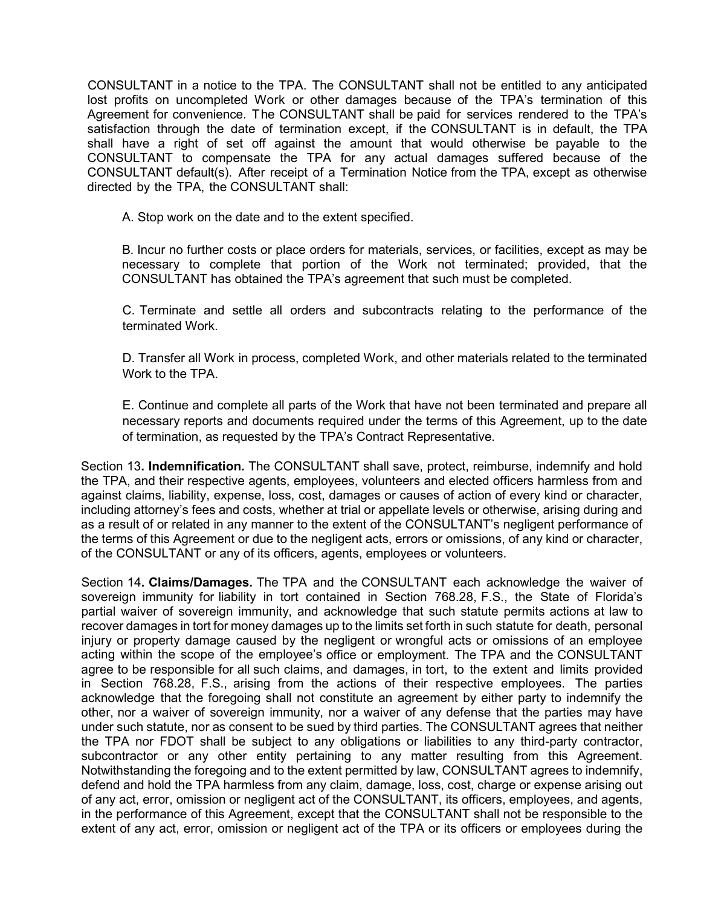CONSULTANT in a notice to the TPA. The CONSULTANT shall not be entitled to any anticipated lost profits on uncompleted Work or other damages because of the TPA's termination of this Agreement for convenience. The CONSULTANT shall be paid for services rendered to the TPA's satisfaction through the date of termination except, if the CONSULTANT is in default, the TPA shall have a right of set off against the amount that would otherwise be payable to the CONSULTANT to compensate the TPA for any actual damages suffered because of the CONSULTANT default(s). After receipt of a Termination Notice from the TPA, except as otherwise directed by the TPA, the CONSULTANT shall:

A. Stop work on the date and to the extent specified.

B. Incur no further costs or place orders for materials, services, or facilities, except as may be necessary to complete that portion of the Work not terminated; provided, that the CONSULTANT has obtained the TPA's agreement that such must be completed.

C. Terminate and settle all orders and subcontracts relating to the performance of the terminated Work.

D. Transfer all Work in process, completed Work, and other materials related to the terminated Work to the TPA.

E. Continue and complete all parts of the Work that have not been terminated and prepare all necessary reports and documents required under the terms of this Agreement, up to the date of termination, as requested by the TPA's Contract Representative.

Section 13**. Indemnification.** The CONSULTANT shall save, protect, reimburse, indemnify and hold the TPA, and their respective agents, employees, volunteers and elected officers harmless from and against claims, liability, expense, loss, cost, damages or causes of action of every kind or character, including attorney's fees and costs, whether at trial or appellate levels or otherwise, arising during and as a result of or related in any manner to the extent of the CONSULTANT's negligent performance of the terms of this Agreement or due to the negligent acts, errors or omissions, of any kind or character, of the CONSULTANT or any of its officers, agents, employees or volunteers.

Section 14**. Claims/Damages.** The TPA and the CONSULTANT each acknowledge the waiver of sovereign immunity for liability in tort contained in Section 768.28, F.S., the State of Florida's partial waiver of sovereign immunity, and acknowledge that such statute permits actions at law to recover damages in tort for money damages up to the limits set forth in such statute for death, personal injury or property damage caused by the negligent or wrongful acts or omissions of an employee acting within the scope of the employee's office or employment. The TPA and the CONSULTANT agree to be responsible for all such claims, and damages, in tort, to the extent and limits provided in Section 768.28, F.S., arising from the actions of their respective employees. The parties acknowledge that the foregoing shall not constitute an agreement by either party to indemnify the other, nor a waiver of sovereign immunity, nor a waiver of any defense that the parties may have under such statute, nor as consent to be sued by third parties. The CONSULTANT agrees that neither the TPA nor FDOT shall be subject to any obligations or liabilities to any third-party contractor, subcontractor or any other entity pertaining to any matter resulting from this Agreement. Notwithstanding the foregoing and to the extent permitted by law, CONSULTANT agrees to indemnify, defend and hold the TPA harmless from any claim, damage, loss, cost, charge or expense arising out of any act, error, omission or negligent act of the CONSULTANT, its officers, employees, and agents, in the performance of this Agreement, except that the CONSULTANT shall not be responsible to the extent of any act, error, omission or negligent act of the TPA or its officers or employees during the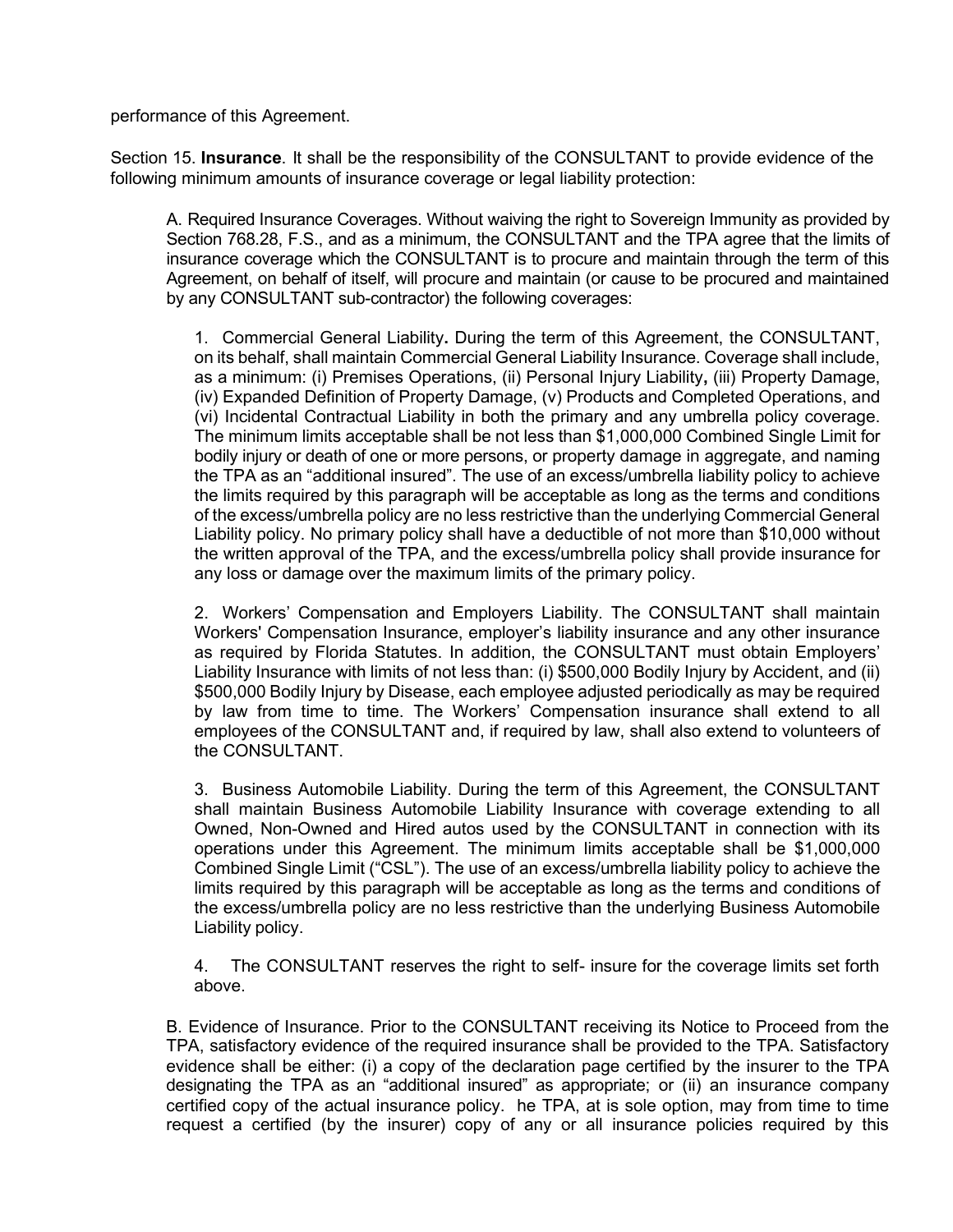performance of this Agreement.

Section 15. **Insurance**. It shall be the responsibility of the CONSULTANT to provide evidence of the following minimum amounts of insurance coverage or legal liability protection:

A. Required Insurance Coverages. Without waiving the right to Sovereign Immunity as provided by Section 768.28, F.S., and as a minimum, the CONSULTANT and the TPA agree that the limits of insurance coverage which the CONSULTANT is to procure and maintain through the term of this Agreement, on behalf of itself, will procure and maintain (or cause to be procured and maintained by any CONSULTANT sub-contractor) the following coverages:

1. Commercial General Liability**.** During the term of this Agreement, the CONSULTANT, on its behalf, shall maintain Commercial General Liability Insurance. Coverage shall include, as a minimum: (i) Premises Operations, (ii) Personal Injury Liability**,** (iii) Property Damage, (iv) Expanded Definition of Property Damage, (v) Products and Completed Operations, and (vi) Incidental Contractual Liability in both the primary and any umbrella policy coverage. The minimum limits acceptable shall be not less than $1,000,000 Combined Single Limit for bodily injury or death of one or more persons, or property damage in aggregate, and naming the TPA as an "additional insured". The use of an excess/umbrella liability policy to achieve the limits required by this paragraph will be acceptable as long as the terms and conditions of the excess/umbrella policy are no less restrictive than the underlying Commercial General Liability policy. No primary policy shall have a deductible of not more than $10,000 without the written approval of the TPA, and the excess/umbrella policy shall provide insurance for any loss or damage over the maximum limits of the primary policy.

2. Workers' Compensation and Employers Liability. The CONSULTANT shall maintain Workers' Compensation Insurance, employer's liability insurance and any other insurance as required by Florida Statutes. In addition, the CONSULTANT must obtain Employers' Liability Insurance with limits of not less than: (i) $500,000 Bodily Injury by Accident, and (ii) $500,000 Bodily Injury by Disease, each employee adjusted periodically as may be required by law from time to time. The Workers' Compensation insurance shall extend to all employees of the CONSULTANT and, if required by law, shall also extend to volunteers of the CONSULTANT.

3. Business Automobile Liability. During the term of this Agreement, the CONSULTANT shall maintain Business Automobile Liability Insurance with coverage extending to all Owned, Non-Owned and Hired autos used by the CONSULTANT in connection with its operations under this Agreement. The minimum limits acceptable shall be $1,000,000 Combined Single Limit ("CSL"). The use of an excess/umbrella liability policy to achieve the limits required by this paragraph will be acceptable as long as the terms and conditions of the excess/umbrella policy are no less restrictive than the underlying Business Automobile Liability policy.

4. The CONSULTANT reserves the right to self- insure for the coverage limits set forth above.

B. Evidence of Insurance. Prior to the CONSULTANT receiving its Notice to Proceed from the TPA, satisfactory evidence of the required insurance shall be provided to the TPA. Satisfactory evidence shall be either: (i) a copy of the declaration page certified by the insurer to the TPA designating the TPA as an "additional insured" as appropriate; or (ii) an insurance company certified copy of the actual insurance policy. he TPA, at is sole option, may from time to time request a certified (by the insurer) copy of any or all insurance policies required by this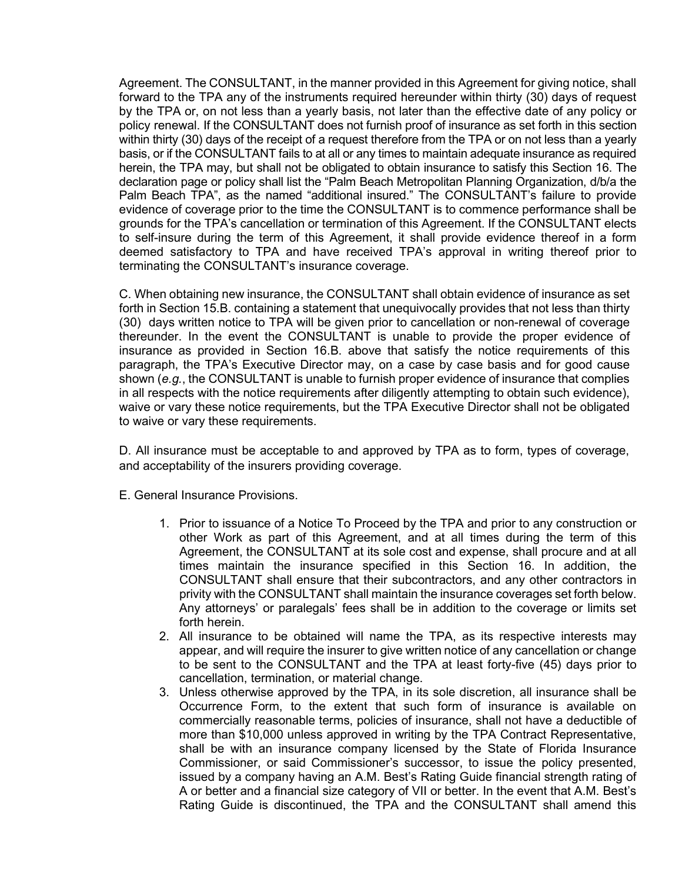Agreement. The CONSULTANT, in the manner provided in this Agreement for giving notice, shall forward to the TPA any of the instruments required hereunder within thirty (30) days of request by the TPA or, on not less than a yearly basis, not later than the effective date of any policy or policy renewal. If the CONSULTANT does not furnish proof of insurance as set forth in this section within thirty (30) days of the receipt of a request therefore from the TPA or on not less than a yearly basis, or if the CONSULTANT fails to at all or any times to maintain adequate insurance as required herein, the TPA may, but shall not be obligated to obtain insurance to satisfy this Section 16. The declaration page or policy shall list the "Palm Beach Metropolitan Planning Organization, d/b/a the Palm Beach TPA", as the named "additional insured." The CONSULTANT's failure to provide evidence of coverage prior to the time the CONSULTANT is to commence performance shall be grounds for the TPA's cancellation or termination of this Agreement. If the CONSULTANT elects to self-insure during the term of this Agreement, it shall provide evidence thereof in a form deemed satisfactory to TPA and have received TPA's approval in writing thereof prior to terminating the CONSULTANT's insurance coverage.

C. When obtaining new insurance, the CONSULTANT shall obtain evidence of insurance as set forth in Section 15.B. containing a statement that unequivocally provides that not less than thirty (30) days written notice to TPA will be given prior to cancellation or non-renewal of coverage thereunder. In the event the CONSULTANT is unable to provide the proper evidence of insurance as provided in Section 16.B. above that satisfy the notice requirements of this paragraph, the TPA's Executive Director may, on a case by case basis and for good cause shown (*e.g.*, the CONSULTANT is unable to furnish proper evidence of insurance that complies in all respects with the notice requirements after diligently attempting to obtain such evidence), waive or vary these notice requirements, but the TPA Executive Director shall not be obligated to waive or vary these requirements.

D. All insurance must be acceptable to and approved by TPA as to form, types of coverage, and acceptability of the insurers providing coverage.

E. General Insurance Provisions.

1. Prior to issuance of a Notice To Proceed by the TPA and prior to any construction or other Work as part of this Agreement, and at all times during the term of this Agreement, the CONSULTANT at its sole cost and expense, shall procure and at all times maintain the insurance specified in this Section 16. In addition, the CONSULTANT shall ensure that their subcontractors, and any other contractors in privity with the CONSULTANT shall maintain the insurance coverages set forth below. Any attorneys' or paralegals' fees shall be in addition to the coverage or limits set forth herein.
2. All insurance to be obtained will name the TPA, as its respective interests may appear, and will require the insurer to give written notice of any cancellation or change to be sent to the CONSULTANT and the TPA at least forty-five (45) days prior to cancellation, termination, or material change.
3. Unless otherwise approved by the TPA, in its sole discretion, all insurance shall be Occurrence Form, to the extent that such form of insurance is available on commercially reasonable terms, policies of insurance, shall not have a deductible of more than $10,000 unless approved in writing by the TPA Contract Representative, shall be with an insurance company licensed by the State of Florida Insurance Commissioner, or said Commissioner's successor, to issue the policy presented, issued by a company having an A.M. Best's Rating Guide financial strength rating of A or better and a financial size category of VII or better. In the event that A.M. Best's Rating Guide is discontinued, the TPA and the CONSULTANT shall amend this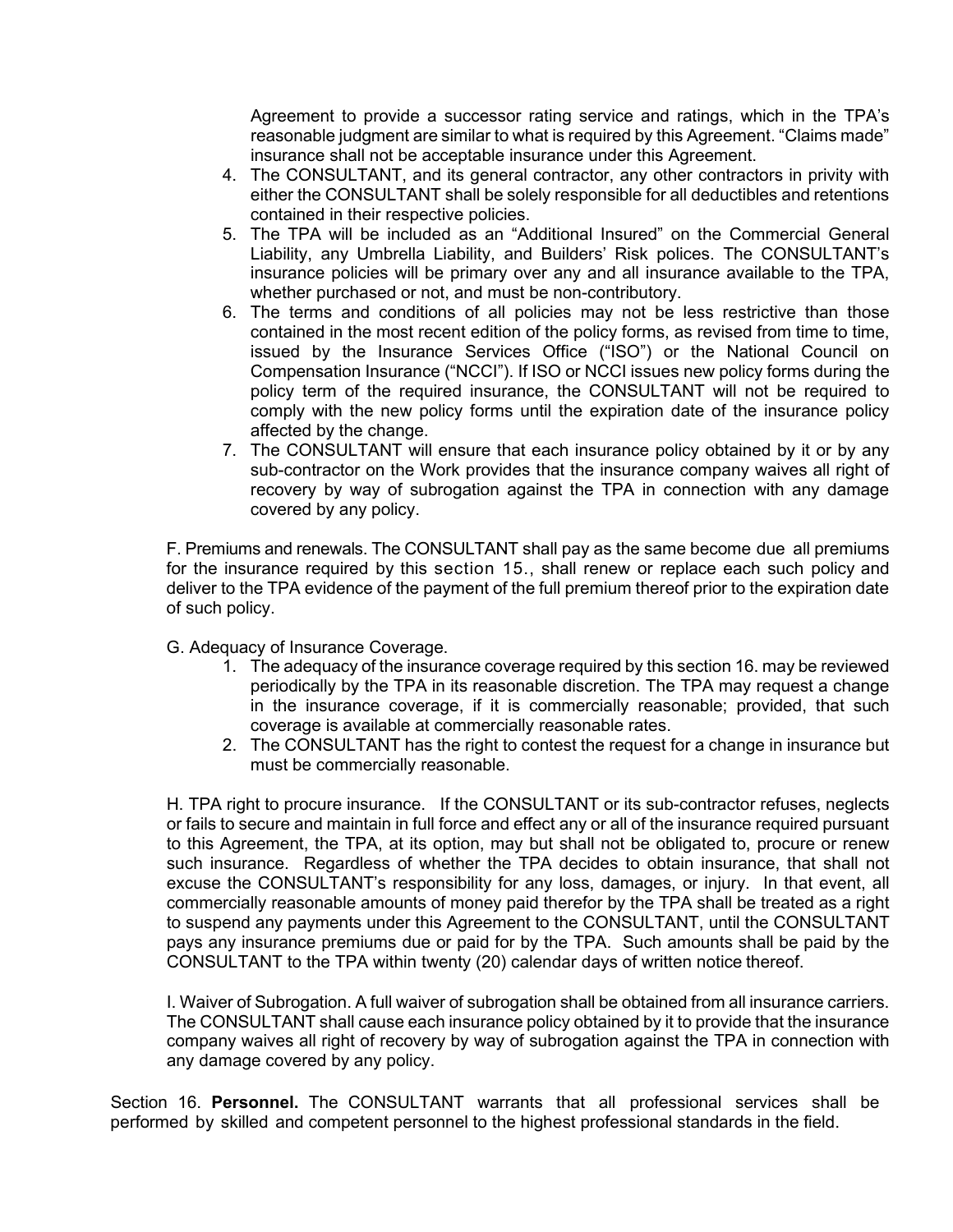Agreement to provide a successor rating service and ratings, which in the TPA's reasonable judgment are similar to what is required by this Agreement. "Claims made" insurance shall not be acceptable insurance under this Agreement.

4. The CONSULTANT, and its general contractor, any other contractors in privity with either the CONSULTANT shall be solely responsible for all deductibles and retentions contained in their respective policies.
5. The TPA will be included as an "Additional Insured" on the Commercial General Liability, any Umbrella Liability, and Builders' Risk polices. The CONSULTANT's insurance policies will be primary over any and all insurance available to the TPA, whether purchased or not, and must be non-contributory.
6. The terms and conditions of all policies may not be less restrictive than those contained in the most recent edition of the policy forms, as revised from time to time, issued by the Insurance Services Office ("ISO") or the National Council on Compensation Insurance ("NCCI"). If ISO or NCCI issues new policy forms during the policy term of the required insurance, the CONSULTANT will not be required to comply with the new policy forms until the expiration date of the insurance policy affected by the change.
7. The CONSULTANT will ensure that each insurance policy obtained by it or by any sub-contractor on the Work provides that the insurance company waives all right of recovery by way of subrogation against the TPA in connection with any damage covered by any policy.

F. Premiums and renewals. The CONSULTANT shall pay as the same become due all premiums for the insurance required by this section 15., shall renew or replace each such policy and deliver to the TPA evidence of the payment of the full premium thereof prior to the expiration date of such policy.

G. Adequacy of Insurance Coverage.

1. The adequacy of the insurance coverage required by this section 16. may be reviewed periodically by the TPA in its reasonable discretion. The TPA may request a change in the insurance coverage, if it is commercially reasonable; provided, that such coverage is available at commercially reasonable rates.
2. The CONSULTANT has the right to contest the request for a change in insurance but must be commercially reasonable.

H. TPA right to procure insurance. If the CONSULTANT or its sub-contractor refuses, neglects or fails to secure and maintain in full force and effect any or all of the insurance required pursuant to this Agreement, the TPA, at its option, may but shall not be obligated to, procure or renew such insurance. Regardless of whether the TPA decides to obtain insurance, that shall not excuse the CONSULTANT's responsibility for any loss, damages, or injury. In that event, all commercially reasonable amounts of money paid therefor by the TPA shall be treated as a right to suspend any payments under this Agreement to the CONSULTANT, until the CONSULTANT pays any insurance premiums due or paid for by the TPA. Such amounts shall be paid by the CONSULTANT to the TPA within twenty (20) calendar days of written notice thereof.

I. Waiver of Subrogation. A full waiver of subrogation shall be obtained from all insurance carriers. The CONSULTANT shall cause each insurance policy obtained by it to provide that the insurance company waives all right of recovery by way of subrogation against the TPA in connection with any damage covered by any policy.

Section 16. **Personnel.** The CONSULTANT warrants that all professional services shall be performed by skilled and competent personnel to the highest professional standards in the field.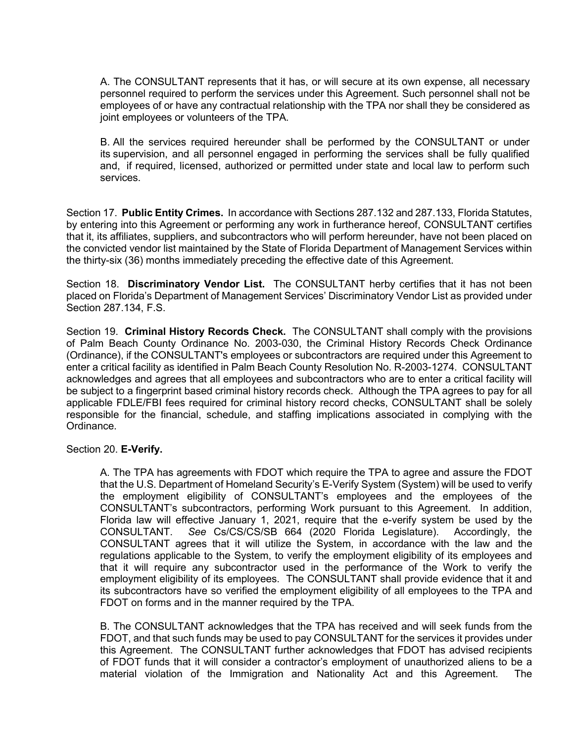A. The CONSULTANT represents that it has, or will secure at its own expense, all necessary personnel required to perform the services under this Agreement. Such personnel shall not be employees of or have any contractual relationship with the TPA nor shall they be considered as joint employees or volunteers of the TPA.

B. All the services required hereunder shall be performed by the CONSULTANT or under its supervision, and all personnel engaged in performing the services shall be fully qualified and, if required, licensed, authorized or permitted under state and local law to perform such services.

Section 17. **Public Entity Crimes.** In accordance with Sections 287.132 and 287.133, Florida Statutes, by entering into this Agreement or performing any work in furtherance hereof, CONSULTANT certifies that it, its affiliates, suppliers, and subcontractors who will perform hereunder, have not been placed on the convicted vendor list maintained by the State of Florida Department of Management Services within the thirty-six (36) months immediately preceding the effective date of this Agreement.

Section 18. **Discriminatory Vendor List.** The CONSULTANT herby certifies that it has not been placed on Florida's Department of Management Services' Discriminatory Vendor List as provided under Section 287.134, F.S.

Section 19. **Criminal History Records Check.** The CONSULTANT shall comply with the provisions of Palm Beach County Ordinance No. 2003-030, the Criminal History Records Check Ordinance (Ordinance), if the CONSULTANT's employees or subcontractors are required under this Agreement to enter a critical facility as identified in Palm Beach County Resolution No. R-2003-1274. CONSULTANT acknowledges and agrees that all employees and subcontractors who are to enter a critical facility will be subject to a fingerprint based criminal history records check. Although the TPA agrees to pay for all applicable FDLE/FBI fees required for criminal history record checks, CONSULTANT shall be solely responsible for the financial, schedule, and staffing implications associated in complying with the Ordinance.

Section 20. **E-Verify.**

A. The TPA has agreements with FDOT which require the TPA to agree and assure the FDOT that the U.S. Department of Homeland Security's E-Verify System (System) will be used to verify the employment eligibility of CONSULTANT's employees and the employees of the CONSULTANT's subcontractors, performing Work pursuant to this Agreement. In addition, Florida law will effective January 1, 2021, require that the e-verify system be used by the CONSULTANT. *See* Cs/CS/CS/SB 664 (2020 Florida Legislature). Accordingly, the CONSULTANT agrees that it will utilize the System, in accordance with the law and the regulations applicable to the System, to verify the employment eligibility of its employees and that it will require any subcontractor used in the performance of the Work to verify the employment eligibility of its employees. The CONSULTANT shall provide evidence that it and its subcontractors have so verified the employment eligibility of all employees to the TPA and FDOT on forms and in the manner required by the TPA.

B. The CONSULTANT acknowledges that the TPA has received and will seek funds from the FDOT, and that such funds may be used to pay CONSULTANT for the services it provides under this Agreement. The CONSULTANT further acknowledges that FDOT has advised recipients of FDOT funds that it will consider a contractor's employment of unauthorized aliens to be a material violation of the Immigration and Nationality Act and this Agreement. The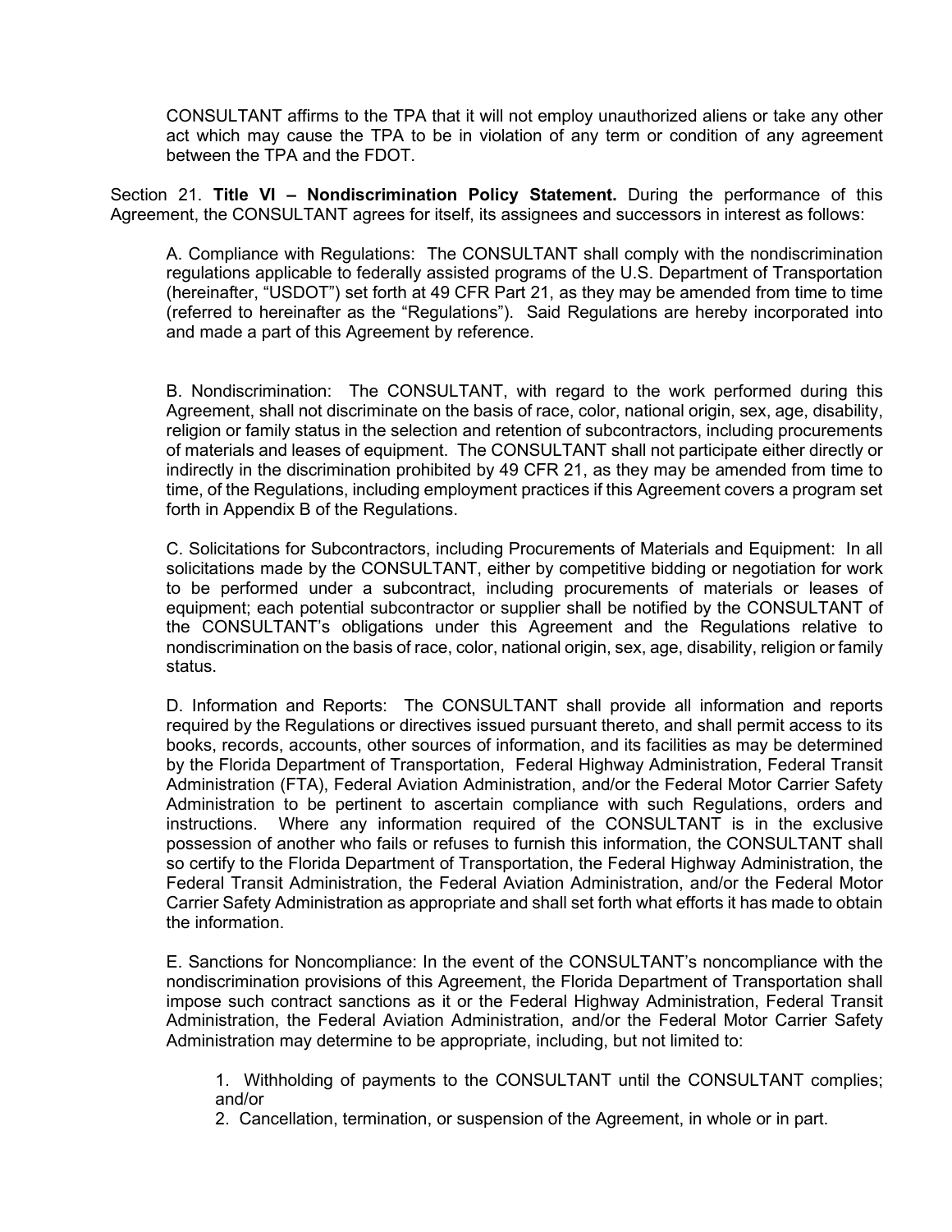CONSULTANT affirms to the TPA that it will not employ unauthorized aliens or take any other act which may cause the TPA to be in violation of any term or condition of any agreement between the TPA and the FDOT.

Section 21. **Title VI – Nondiscrimination Policy Statement.** During the performance of this Agreement, the CONSULTANT agrees for itself, its assignees and successors in interest as follows:

A. Compliance with Regulations: The CONSULTANT shall comply with the nondiscrimination regulations applicable to federally assisted programs of the U.S. Department of Transportation (hereinafter, "USDOT") set forth at 49 CFR Part 21, as they may be amended from time to time (referred to hereinafter as the "Regulations"). Said Regulations are hereby incorporated into and made a part of this Agreement by reference.

B. Nondiscrimination: The CONSULTANT, with regard to the work performed during this Agreement, shall not discriminate on the basis of race, color, national origin, sex, age, disability, religion or family status in the selection and retention of subcontractors, including procurements of materials and leases of equipment. The CONSULTANT shall not participate either directly or indirectly in the discrimination prohibited by 49 CFR 21, as they may be amended from time to time, of the Regulations, including employment practices if this Agreement covers a program set forth in Appendix B of the Regulations.

C. Solicitations for Subcontractors, including Procurements of Materials and Equipment: In all solicitations made by the CONSULTANT, either by competitive bidding or negotiation for work to be performed under a subcontract, including procurements of materials or leases of equipment; each potential subcontractor or supplier shall be notified by the CONSULTANT of the CONSULTANT's obligations under this Agreement and the Regulations relative to nondiscrimination on the basis of race, color, national origin, sex, age, disability, religion or family status.

D. Information and Reports: The CONSULTANT shall provide all information and reports required by the Regulations or directives issued pursuant thereto, and shall permit access to its books, records, accounts, other sources of information, and its facilities as may be determined by the Florida Department of Transportation, Federal Highway Administration, Federal Transit Administration (FTA), Federal Aviation Administration, and/or the Federal Motor Carrier Safety Administration to be pertinent to ascertain compliance with such Regulations, orders and instructions. Where any information required of the CONSULTANT is in the exclusive possession of another who fails or refuses to furnish this information, the CONSULTANT shall so certify to the Florida Department of Transportation, the Federal Highway Administration, the Federal Transit Administration, the Federal Aviation Administration, and/or the Federal Motor Carrier Safety Administration as appropriate and shall set forth what efforts it has made to obtain the information.

E. Sanctions for Noncompliance: In the event of the CONSULTANT's noncompliance with the nondiscrimination provisions of this Agreement, the Florida Department of Transportation shall impose such contract sanctions as it or the Federal Highway Administration, Federal Transit Administration, the Federal Aviation Administration, and/or the Federal Motor Carrier Safety Administration may determine to be appropriate, including, but not limited to:

1. Withholding of payments to the CONSULTANT until the CONSULTANT complies; and/or
2. Cancellation, termination, or suspension of the Agreement, in whole or in part.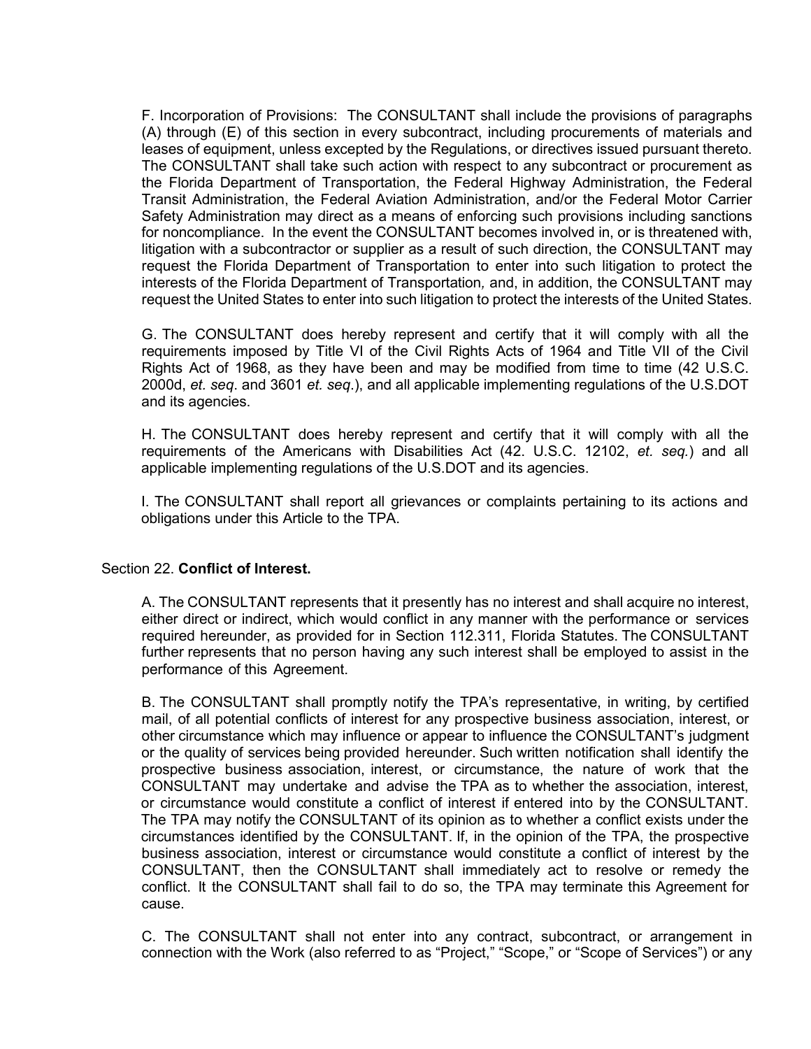F. Incorporation of Provisions: The CONSULTANT shall include the provisions of paragraphs (A) through (E) of this section in every subcontract, including procurements of materials and leases of equipment, unless excepted by the Regulations, or directives issued pursuant thereto. The CONSULTANT shall take such action with respect to any subcontract or procurement as the Florida Department of Transportation, the Federal Highway Administration, the Federal Transit Administration, the Federal Aviation Administration, and/or the Federal Motor Carrier Safety Administration may direct as a means of enforcing such provisions including sanctions for noncompliance. In the event the CONSULTANT becomes involved in, or is threatened with, litigation with a subcontractor or supplier as a result of such direction, the CONSULTANT may request the Florida Department of Transportation to enter into such litigation to protect the interests of the Florida Department of Transportation*,* and, in addition, the CONSULTANT may request the United States to enter into such litigation to protect the interests of the United States.

G. The CONSULTANT does hereby represent and certify that it will comply with all the requirements imposed by Title VI of the Civil Rights Acts of 1964 and Title VII of the Civil Rights Act of 1968, as they have been and may be modified from time to time (42 U.S.C. 2000d, *et. seq*. and 3601 *et. seq*.), and all applicable implementing regulations of the U.S.DOT and its agencies.

H. The CONSULTANT does hereby represent and certify that it will comply with all the requirements of the Americans with Disabilities Act (42. U.S.C. 12102, *et. seq.*) and all applicable implementing regulations of the U.S.DOT and its agencies.

I. The CONSULTANT shall report all grievances or complaints pertaining to its actions and obligations under this Article to the TPA.

Section 22. **Conflict of Interest.**

A. The CONSULTANT represents that it presently has no interest and shall acquire no interest, either direct or indirect, which would conflict in any manner with the performance or services required hereunder, as provided for in Section 112.311, Florida Statutes. The CONSULTANT further represents that no person having any such interest shall be employed to assist in the performance of this Agreement.

B. The CONSULTANT shall promptly notify the TPA's representative, in writing, by certified mail, of all potential conflicts of interest for any prospective business association, interest, or other circumstance which may influence or appear to influence the CONSULTANT's judgment or the quality of services being provided hereunder. Such written notification shall identify the prospective business association, interest, or circumstance, the nature of work that the CONSULTANT may undertake and advise the TPA as to whether the association, interest, or circumstance would constitute a conflict of interest if entered into by the CONSULTANT. The TPA may notify the CONSULTANT of its opinion as to whether a conflict exists under the circumstances identified by the CONSULTANT. If, in the opinion of the TPA, the prospective business association, interest or circumstance would constitute a conflict of interest by the CONSULTANT, then the CONSULTANT shall immediately act to resolve or remedy the conflict. It the CONSULTANT shall fail to do so, the TPA may terminate this Agreement for cause.

C. The CONSULTANT shall not enter into any contract, subcontract, or arrangement in connection with the Work (also referred to as "Project," "Scope," or "Scope of Services") or any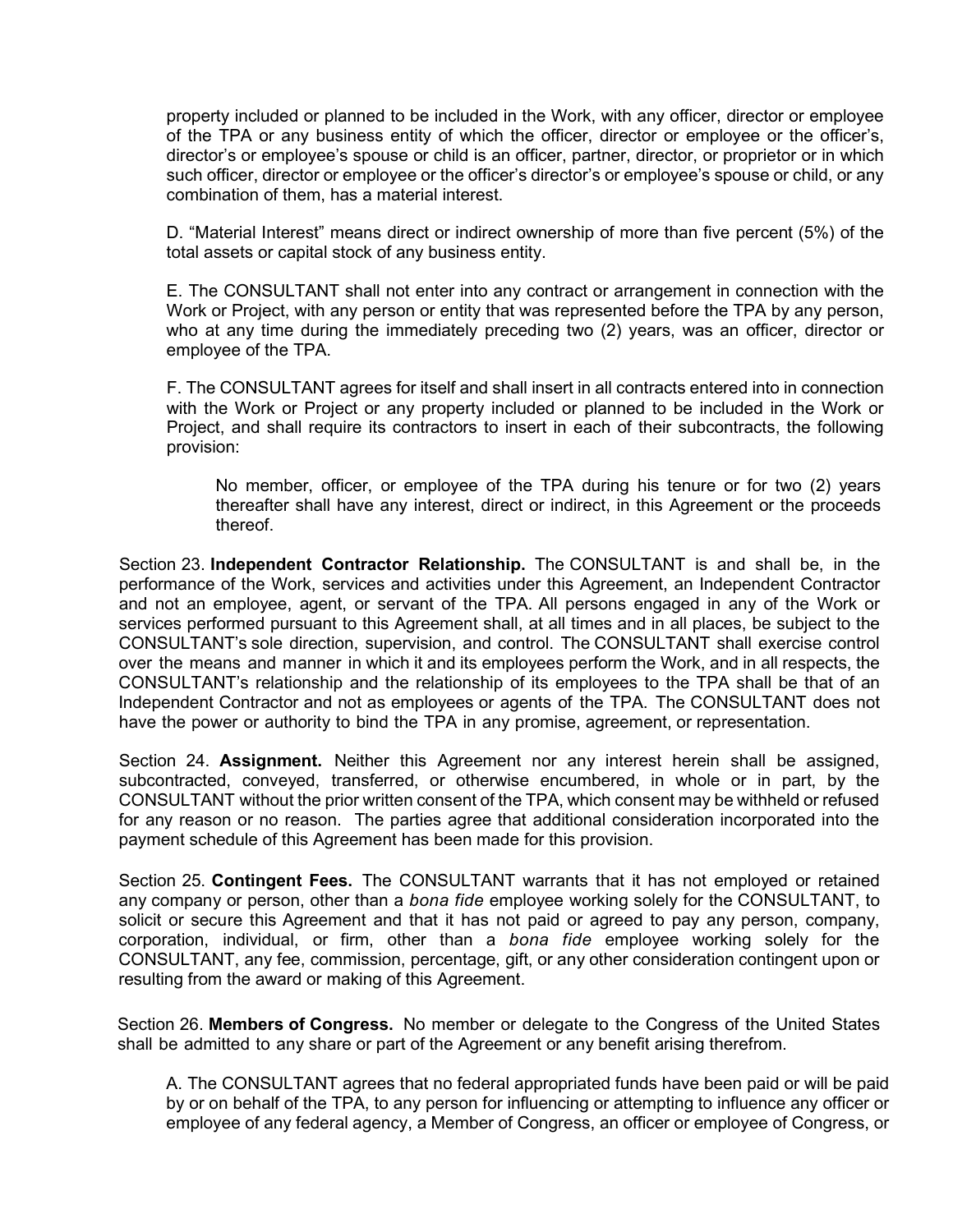property included or planned to be included in the Work, with any officer, director or employee of the TPA or any business entity of which the officer, director or employee or the officer's, director's or employee's spouse or child is an officer, partner, director, or proprietor or in which such officer, director or employee or the officer's director's or employee's spouse or child, or any combination of them, has a material interest.

D. "Material Interest" means direct or indirect ownership of more than five percent (5%) of the total assets or capital stock of any business entity.

E. The CONSULTANT shall not enter into any contract or arrangement in connection with the Work or Project, with any person or entity that was represented before the TPA by any person, who at any time during the immediately preceding two (2) years, was an officer, director or employee of the TPA.

F. The CONSULTANT agrees for itself and shall insert in all contracts entered into in connection with the Work or Project or any property included or planned to be included in the Work or Project, and shall require its contractors to insert in each of their subcontracts, the following provision:

> No member, officer, or employee of the TPA during his tenure or for two (2) years thereafter shall have any interest, direct or indirect, in this Agreement or the proceeds thereof.

Section 23. **Independent Contractor Relationship.** The CONSULTANT is and shall be, in the performance of the Work, services and activities under this Agreement, an Independent Contractor and not an employee, agent, or servant of the TPA. All persons engaged in any of the Work or services performed pursuant to this Agreement shall, at all times and in all places, be subject to the CONSULTANT's sole direction, supervision, and control. The CONSULTANT shall exercise control over the means and manner in which it and its employees perform the Work, and in all respects, the CONSULTANT's relationship and the relationship of its employees to the TPA shall be that of an Independent Contractor and not as employees or agents of the TPA. The CONSULTANT does not have the power or authority to bind the TPA in any promise, agreement, or representation.

Section 24. **Assignment.** Neither this Agreement nor any interest herein shall be assigned, subcontracted, conveyed, transferred, or otherwise encumbered, in whole or in part, by the CONSULTANT without the prior written consent of the TPA, which consent may be withheld or refused for any reason or no reason. The parties agree that additional consideration incorporated into the payment schedule of this Agreement has been made for this provision.

Section 25. **Contingent Fees.** The CONSULTANT warrants that it has not employed or retained any company or person, other than a *bona fide* employee working solely for the CONSULTANT, to solicit or secure this Agreement and that it has not paid or agreed to pay any person, company, corporation, individual, or firm, other than a *bona fide* employee working solely for the CONSULTANT, any fee, commission, percentage, gift, or any other consideration contingent upon or resulting from the award or making of this Agreement.

Section 26. **Members of Congress.** No member or delegate to the Congress of the United States shall be admitted to any share or part of the Agreement or any benefit arising therefrom.

A. The CONSULTANT agrees that no federal appropriated funds have been paid or will be paid by or on behalf of the TPA, to any person for influencing or attempting to influence any officer or employee of any federal agency, a Member of Congress, an officer or employee of Congress, or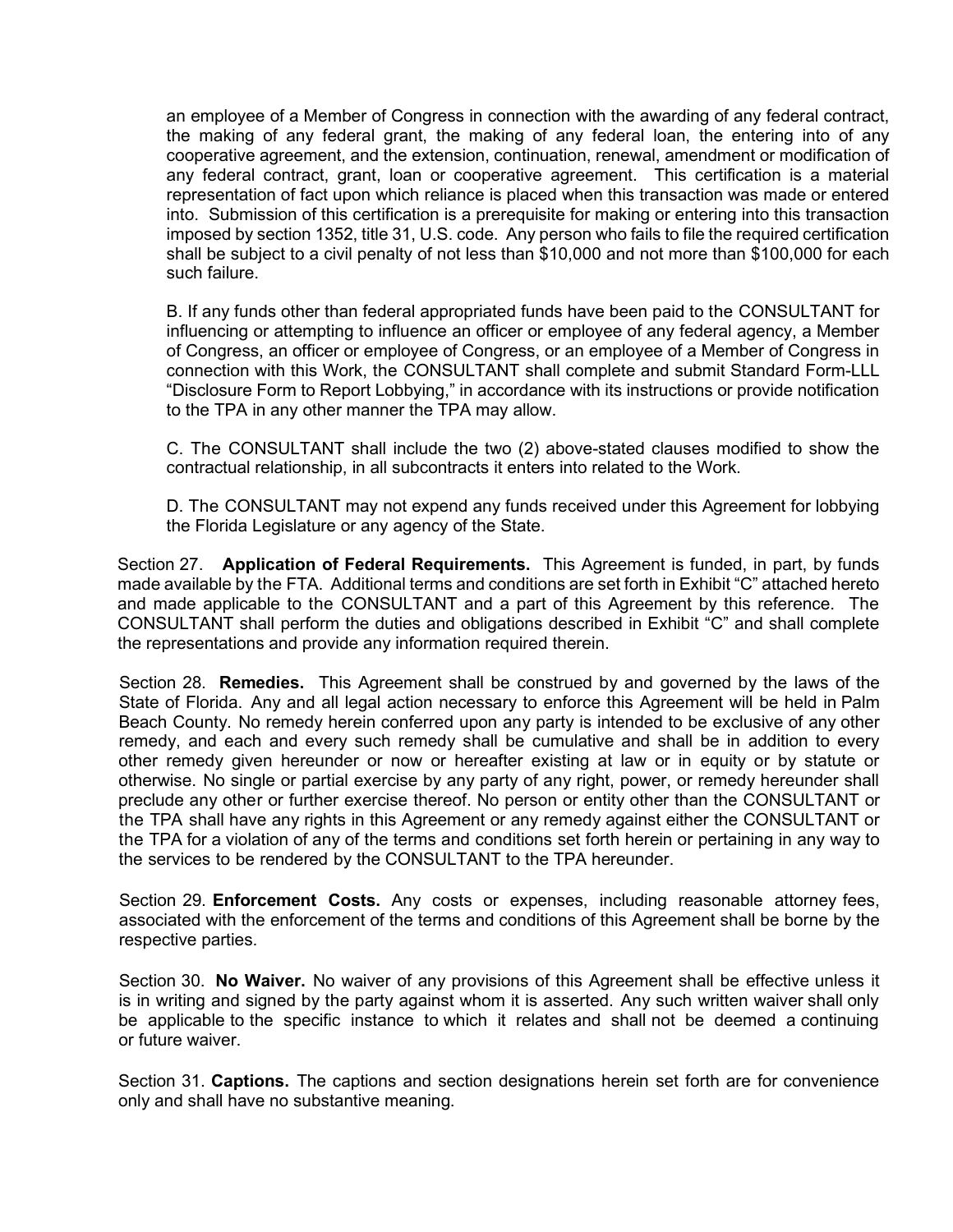an employee of a Member of Congress in connection with the awarding of any federal contract, the making of any federal grant, the making of any federal loan, the entering into of any cooperative agreement, and the extension, continuation, renewal, amendment or modification of any federal contract, grant, loan or cooperative agreement. This certification is a material representation of fact upon which reliance is placed when this transaction was made or entered into. Submission of this certification is a prerequisite for making or entering into this transaction imposed by section 1352, title 31, U.S. code. Any person who fails to file the required certification shall be subject to a civil penalty of not less than $10,000 and not more than $100,000 for each such failure.

B. If any funds other than federal appropriated funds have been paid to the CONSULTANT for influencing or attempting to influence an officer or employee of any federal agency, a Member of Congress, an officer or employee of Congress, or an employee of a Member of Congress in connection with this Work, the CONSULTANT shall complete and submit Standard Form-LLL "Disclosure Form to Report Lobbying," in accordance with its instructions or provide notification to the TPA in any other manner the TPA may allow.

C. The CONSULTANT shall include the two (2) above-stated clauses modified to show the contractual relationship, in all subcontracts it enters into related to the Work.

D. The CONSULTANT may not expend any funds received under this Agreement for lobbying the Florida Legislature or any agency of the State.

Section 27. **Application of Federal Requirements.** This Agreement is funded, in part, by funds made available by the FTA. Additional terms and conditions are set forth in Exhibit "C" attached hereto and made applicable to the CONSULTANT and a part of this Agreement by this reference. The CONSULTANT shall perform the duties and obligations described in Exhibit "C" and shall complete the representations and provide any information required therein.

Section 28. **Remedies.** This Agreement shall be construed by and governed by the laws of the State of Florida. Any and all legal action necessary to enforce this Agreement will be held in Palm Beach County. No remedy herein conferred upon any party is intended to be exclusive of any other remedy, and each and every such remedy shall be cumulative and shall be in addition to every other remedy given hereunder or now or hereafter existing at law or in equity or by statute or otherwise. No single or partial exercise by any party of any right, power, or remedy hereunder shall preclude any other or further exercise thereof. No person or entity other than the CONSULTANT or the TPA shall have any rights in this Agreement or any remedy against either the CONSULTANT or the TPA for a violation of any of the terms and conditions set forth herein or pertaining in any way to the services to be rendered by the CONSULTANT to the TPA hereunder.

Section 29. **Enforcement Costs.** Any costs or expenses, including reasonable attorney fees, associated with the enforcement of the terms and conditions of this Agreement shall be borne by the respective parties.

Section 30. **No Waiver.** No waiver of any provisions of this Agreement shall be effective unless it is in writing and signed by the party against whom it is asserted. Any such written waiver shall only be applicable to the specific instance to which it relates and shall not be deemed a continuing or future waiver.

Section 31. **Captions.** The captions and section designations herein set forth are for convenience only and shall have no substantive meaning.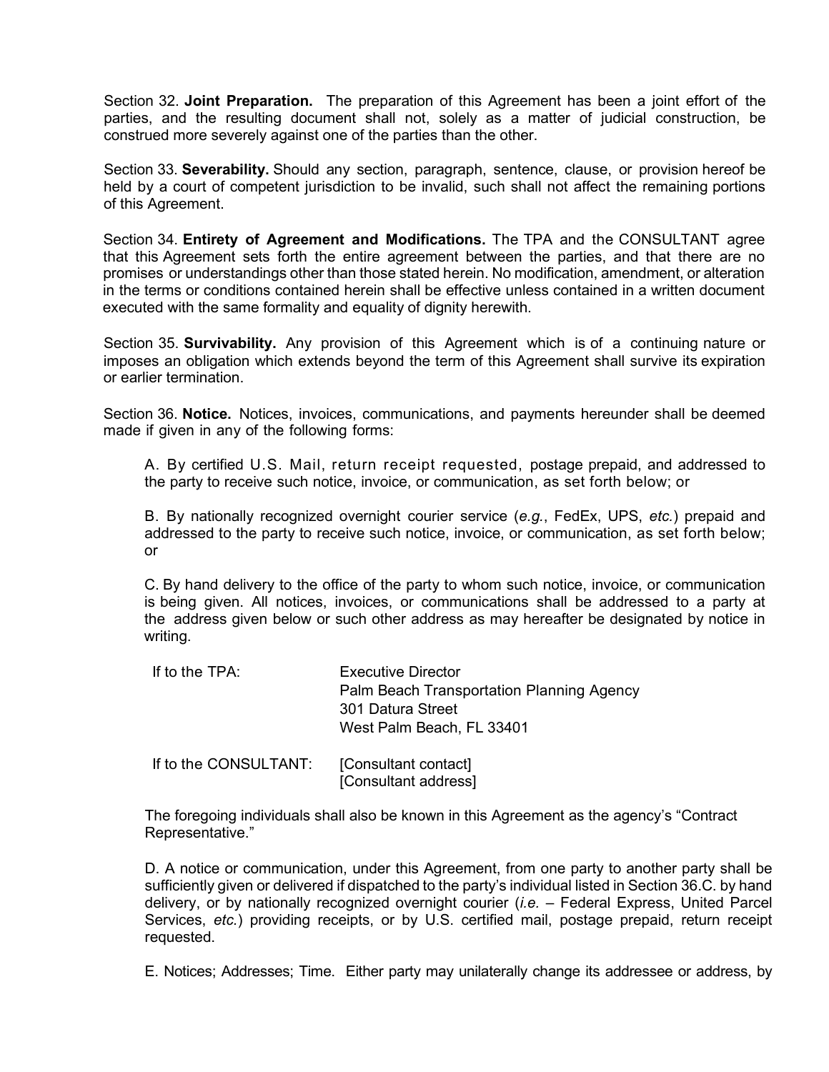Section 32. **Joint Preparation.** The preparation of this Agreement has been a joint effort of the parties, and the resulting document shall not, solely as a matter of judicial construction, be construed more severely against one of the parties than the other.

Section 33. **Severability.** Should any section, paragraph, sentence, clause, or provision hereof be held by a court of competent jurisdiction to be invalid, such shall not affect the remaining portions of this Agreement.

Section 34. **Entirety of Agreement and Modifications.** The TPA and the CONSULTANT agree that this Agreement sets forth the entire agreement between the parties, and that there are no promises or understandings other than those stated herein. No modification, amendment, or alteration in the terms or conditions contained herein shall be effective unless contained in a written document executed with the same formality and equality of dignity herewith.

Section 35. **Survivability.** Any provision of this Agreement which is of a continuing nature or imposes an obligation which extends beyond the term of this Agreement shall survive its expiration or earlier termination.

Section 36. **Notice.** Notices, invoices, communications, and payments hereunder shall be deemed made if given in any of the following forms:

A. By certified U.S. Mail, return receipt requested, postage prepaid, and addressed to the party to receive such notice, invoice, or communication, as set forth below; or

B. By nationally recognized overnight courier service (*e.g.*, FedEx, UPS, *etc.*) prepaid and addressed to the party to receive such notice, invoice, or communication, as set forth below; or

C. By hand delivery to the office of the party to whom such notice, invoice, or communication is being given. All notices, invoices, or communications shall be addressed to a party at the address given below or such other address as may hereafter be designated by notice in writing.

If to the TPA:
Executive Director
Palm Beach Transportation Planning Agency
301 Datura Street
West Palm Beach, FL 33401

If to the CONSULTANT:
[Consultant contact]
[Consultant address]

The foregoing individuals shall also be known in this Agreement as the agency's "Contract Representative."

D. A notice or communication, under this Agreement, from one party to another party shall be sufficiently given or delivered if dispatched to the party's individual listed in Section 36.C. by hand delivery, or by nationally recognized overnight courier (*i.e.* – Federal Express, United Parcel Services, *etc.*) providing receipts, or by U.S. certified mail, postage prepaid, return receipt requested.

E. Notices; Addresses; Time. Either party may unilaterally change its addressee or address, by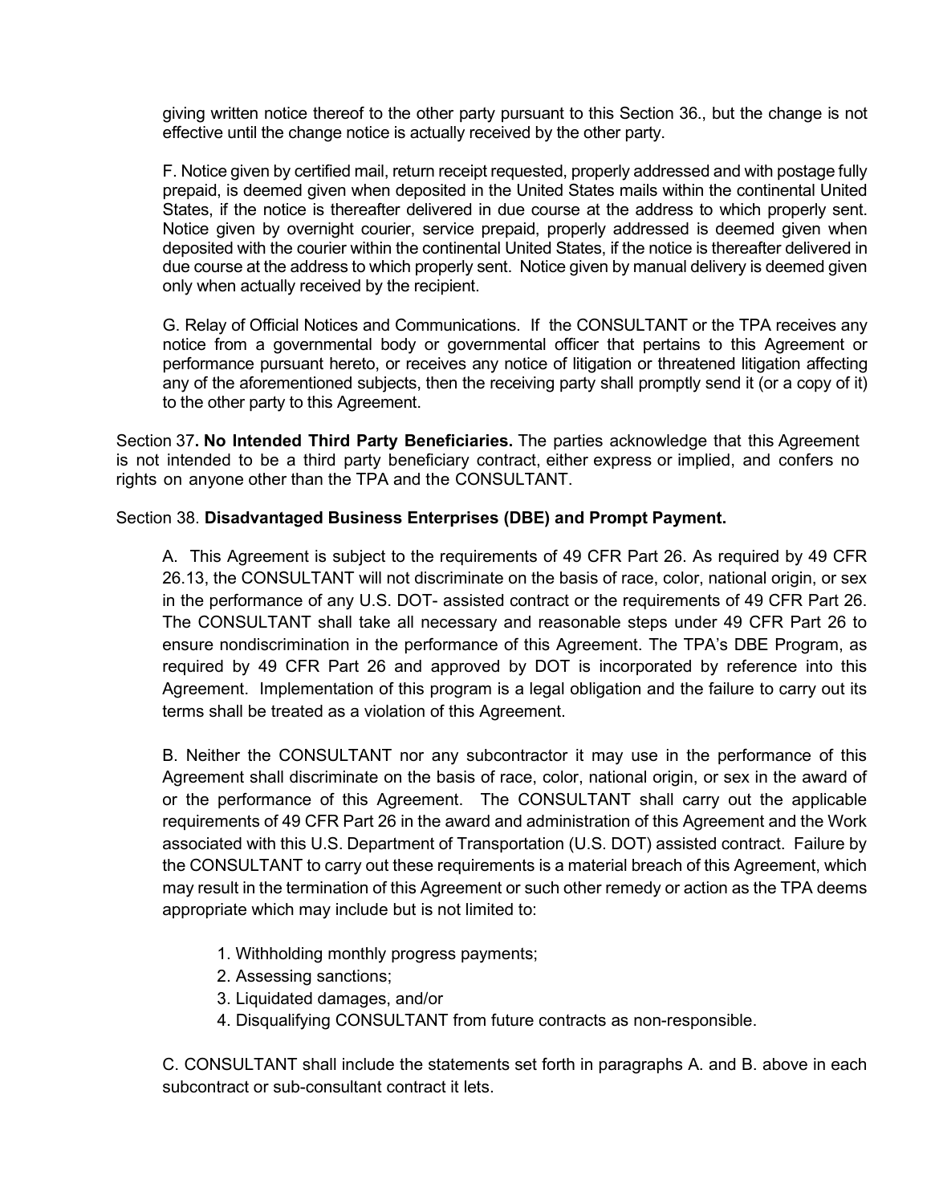giving written notice thereof to the other party pursuant to this Section 36., but the change is not effective until the change notice is actually received by the other party.

F. Notice given by certified mail, return receipt requested, properly addressed and with postage fully prepaid, is deemed given when deposited in the United States mails within the continental United States, if the notice is thereafter delivered in due course at the address to which properly sent. Notice given by overnight courier, service prepaid, properly addressed is deemed given when deposited with the courier within the continental United States, if the notice is thereafter delivered in due course at the address to which properly sent. Notice given by manual delivery is deemed given only when actually received by the recipient.

G. Relay of Official Notices and Communications. If the CONSULTANT or the TPA receives any notice from a governmental body or governmental officer that pertains to this Agreement or performance pursuant hereto, or receives any notice of litigation or threatened litigation affecting any of the aforementioned subjects, then the receiving party shall promptly send it (or a copy of it) to the other party to this Agreement.

Section 37**. No Intended Third Party Beneficiaries.** The parties acknowledge that this Agreement is not intended to be a third party beneficiary contract, either express or implied, and confers no rights on anyone other than the TPA and the CONSULTANT.

Section 38. **Disadvantaged Business Enterprises (DBE) and Prompt Payment.**

A. This Agreement is subject to the requirements of 49 CFR Part 26. As required by 49 CFR 26.13, the CONSULTANT will not discriminate on the basis of race, color, national origin, or sex in the performance of any U.S. DOT- assisted contract or the requirements of 49 CFR Part 26. The CONSULTANT shall take all necessary and reasonable steps under 49 CFR Part 26 to ensure nondiscrimination in the performance of this Agreement. The TPA's DBE Program, as required by 49 CFR Part 26 and approved by DOT is incorporated by reference into this Agreement. Implementation of this program is a legal obligation and the failure to carry out its terms shall be treated as a violation of this Agreement.

B. Neither the CONSULTANT nor any subcontractor it may use in the performance of this Agreement shall discriminate on the basis of race, color, national origin, or sex in the award of or the performance of this Agreement. The CONSULTANT shall carry out the applicable requirements of 49 CFR Part 26 in the award and administration of this Agreement and the Work associated with this U.S. Department of Transportation (U.S. DOT) assisted contract. Failure by the CONSULTANT to carry out these requirements is a material breach of this Agreement, which may result in the termination of this Agreement or such other remedy or action as the TPA deems appropriate which may include but is not limited to:

1. Withholding monthly progress payments;
2. Assessing sanctions;
3. Liquidated damages, and/or
4. Disqualifying CONSULTANT from future contracts as non-responsible.

C. CONSULTANT shall include the statements set forth in paragraphs A. and B. above in each subcontract or sub-consultant contract it lets.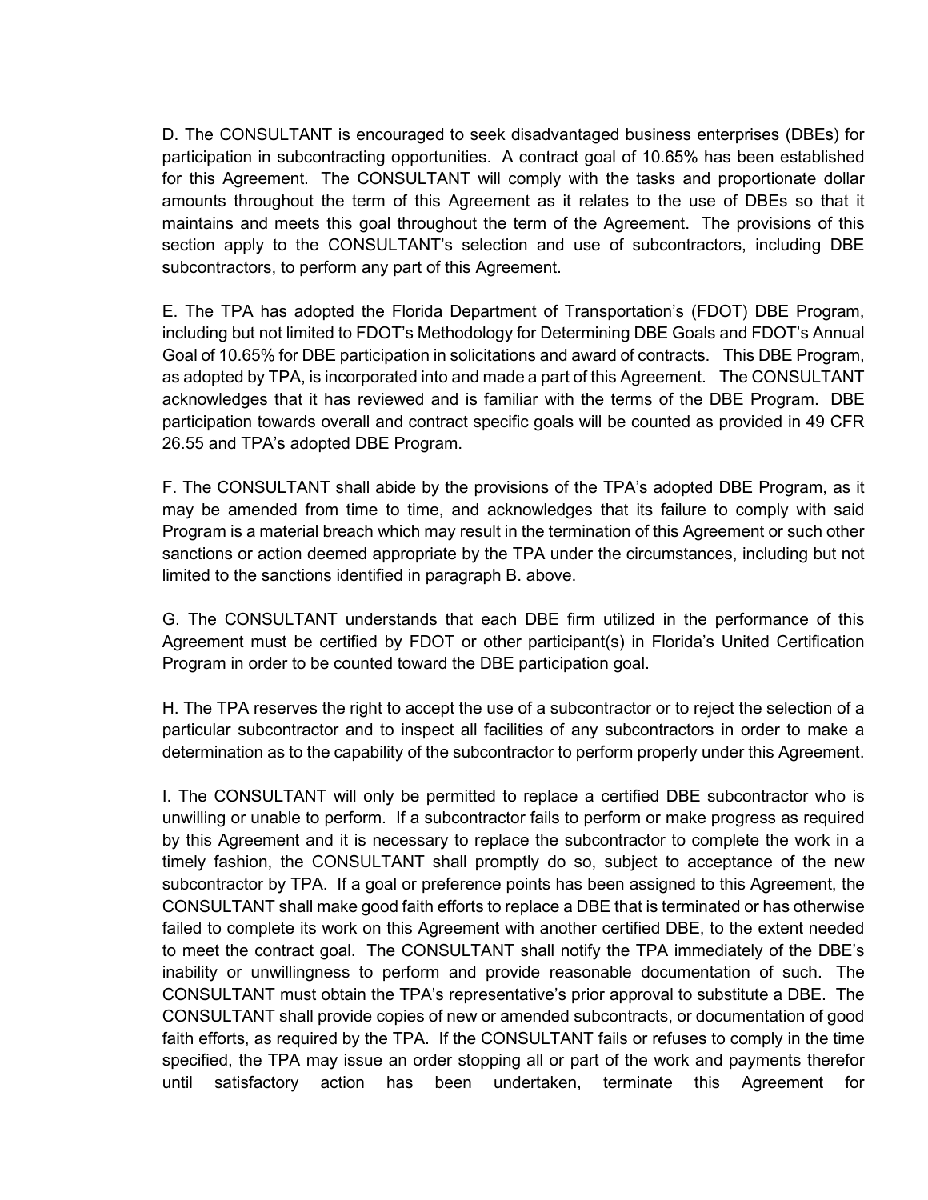D. The CONSULTANT is encouraged to seek disadvantaged business enterprises (DBEs) for participation in subcontracting opportunities. A contract goal of 10.65% has been established for this Agreement. The CONSULTANT will comply with the tasks and proportionate dollar amounts throughout the term of this Agreement as it relates to the use of DBEs so that it maintains and meets this goal throughout the term of the Agreement. The provisions of this section apply to the CONSULTANT's selection and use of subcontractors, including DBE subcontractors, to perform any part of this Agreement.

E. The TPA has adopted the Florida Department of Transportation's (FDOT) DBE Program, including but not limited to FDOT's Methodology for Determining DBE Goals and FDOT's Annual Goal of 10.65% for DBE participation in solicitations and award of contracts. This DBE Program, as adopted by TPA, is incorporated into and made a part of this Agreement. The CONSULTANT acknowledges that it has reviewed and is familiar with the terms of the DBE Program. DBE participation towards overall and contract specific goals will be counted as provided in 49 CFR 26.55 and TPA's adopted DBE Program.

F. The CONSULTANT shall abide by the provisions of the TPA's adopted DBE Program, as it may be amended from time to time, and acknowledges that its failure to comply with said Program is a material breach which may result in the termination of this Agreement or such other sanctions or action deemed appropriate by the TPA under the circumstances, including but not limited to the sanctions identified in paragraph B. above.

G. The CONSULTANT understands that each DBE firm utilized in the performance of this Agreement must be certified by FDOT or other participant(s) in Florida's United Certification Program in order to be counted toward the DBE participation goal.

H. The TPA reserves the right to accept the use of a subcontractor or to reject the selection of a particular subcontractor and to inspect all facilities of any subcontractors in order to make a determination as to the capability of the subcontractor to perform properly under this Agreement.

I. The CONSULTANT will only be permitted to replace a certified DBE subcontractor who is unwilling or unable to perform. If a subcontractor fails to perform or make progress as required by this Agreement and it is necessary to replace the subcontractor to complete the work in a timely fashion, the CONSULTANT shall promptly do so, subject to acceptance of the new subcontractor by TPA. If a goal or preference points has been assigned to this Agreement, the CONSULTANT shall make good faith efforts to replace a DBE that is terminated or has otherwise failed to complete its work on this Agreement with another certified DBE, to the extent needed to meet the contract goal. The CONSULTANT shall notify the TPA immediately of the DBE's inability or unwillingness to perform and provide reasonable documentation of such. The CONSULTANT must obtain the TPA's representative's prior approval to substitute a DBE. The CONSULTANT shall provide copies of new or amended subcontracts, or documentation of good faith efforts, as required by the TPA. If the CONSULTANT fails or refuses to comply in the time specified, the TPA may issue an order stopping all or part of the work and payments therefor until satisfactory action has been undertaken, terminate this Agreement for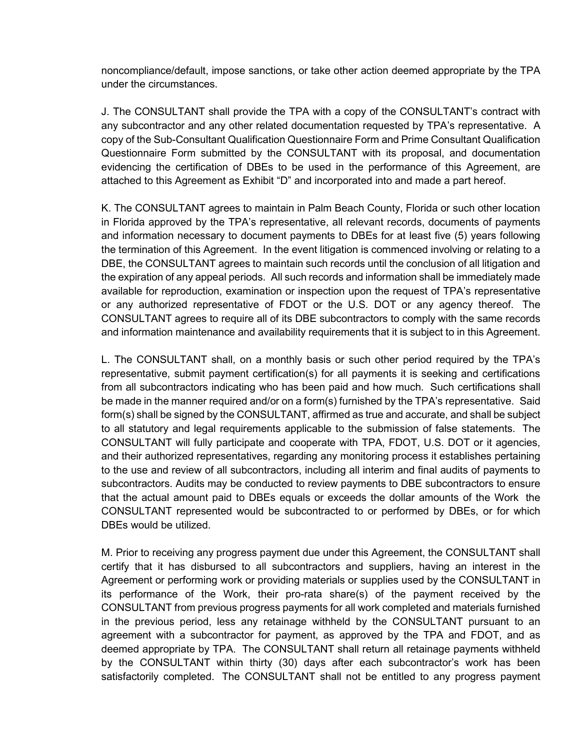noncompliance/default, impose sanctions, or take other action deemed appropriate by the TPA under the circumstances.

J. The CONSULTANT shall provide the TPA with a copy of the CONSULTANT's contract with any subcontractor and any other related documentation requested by TPA's representative. A copy of the Sub-Consultant Qualification Questionnaire Form and Prime Consultant Qualification Questionnaire Form submitted by the CONSULTANT with its proposal, and documentation evidencing the certification of DBEs to be used in the performance of this Agreement, are attached to this Agreement as Exhibit "D" and incorporated into and made a part hereof.

K. The CONSULTANT agrees to maintain in Palm Beach County, Florida or such other location in Florida approved by the TPA's representative, all relevant records, documents of payments and information necessary to document payments to DBEs for at least five (5) years following the termination of this Agreement. In the event litigation is commenced involving or relating to a DBE, the CONSULTANT agrees to maintain such records until the conclusion of all litigation and the expiration of any appeal periods. All such records and information shall be immediately made available for reproduction, examination or inspection upon the request of TPA's representative or any authorized representative of FDOT or the U.S. DOT or any agency thereof. The CONSULTANT agrees to require all of its DBE subcontractors to comply with the same records and information maintenance and availability requirements that it is subject to in this Agreement.

L. The CONSULTANT shall, on a monthly basis or such other period required by the TPA's representative, submit payment certification(s) for all payments it is seeking and certifications from all subcontractors indicating who has been paid and how much. Such certifications shall be made in the manner required and/or on a form(s) furnished by the TPA's representative. Said form(s) shall be signed by the CONSULTANT, affirmed as true and accurate, and shall be subject to all statutory and legal requirements applicable to the submission of false statements. The CONSULTANT will fully participate and cooperate with TPA, FDOT, U.S. DOT or it agencies, and their authorized representatives, regarding any monitoring process it establishes pertaining to the use and review of all subcontractors, including all interim and final audits of payments to subcontractors. Audits may be conducted to review payments to DBE subcontractors to ensure that the actual amount paid to DBEs equals or exceeds the dollar amounts of the Work the CONSULTANT represented would be subcontracted to or performed by DBEs, or for which DBEs would be utilized.

M. Prior to receiving any progress payment due under this Agreement, the CONSULTANT shall certify that it has disbursed to all subcontractors and suppliers, having an interest in the Agreement or performing work or providing materials or supplies used by the CONSULTANT in its performance of the Work, their pro-rata share(s) of the payment received by the CONSULTANT from previous progress payments for all work completed and materials furnished in the previous period, less any retainage withheld by the CONSULTANT pursuant to an agreement with a subcontractor for payment, as approved by the TPA and FDOT, and as deemed appropriate by TPA. The CONSULTANT shall return all retainage payments withheld by the CONSULTANT within thirty (30) days after each subcontractor's work has been satisfactorily completed. The CONSULTANT shall not be entitled to any progress payment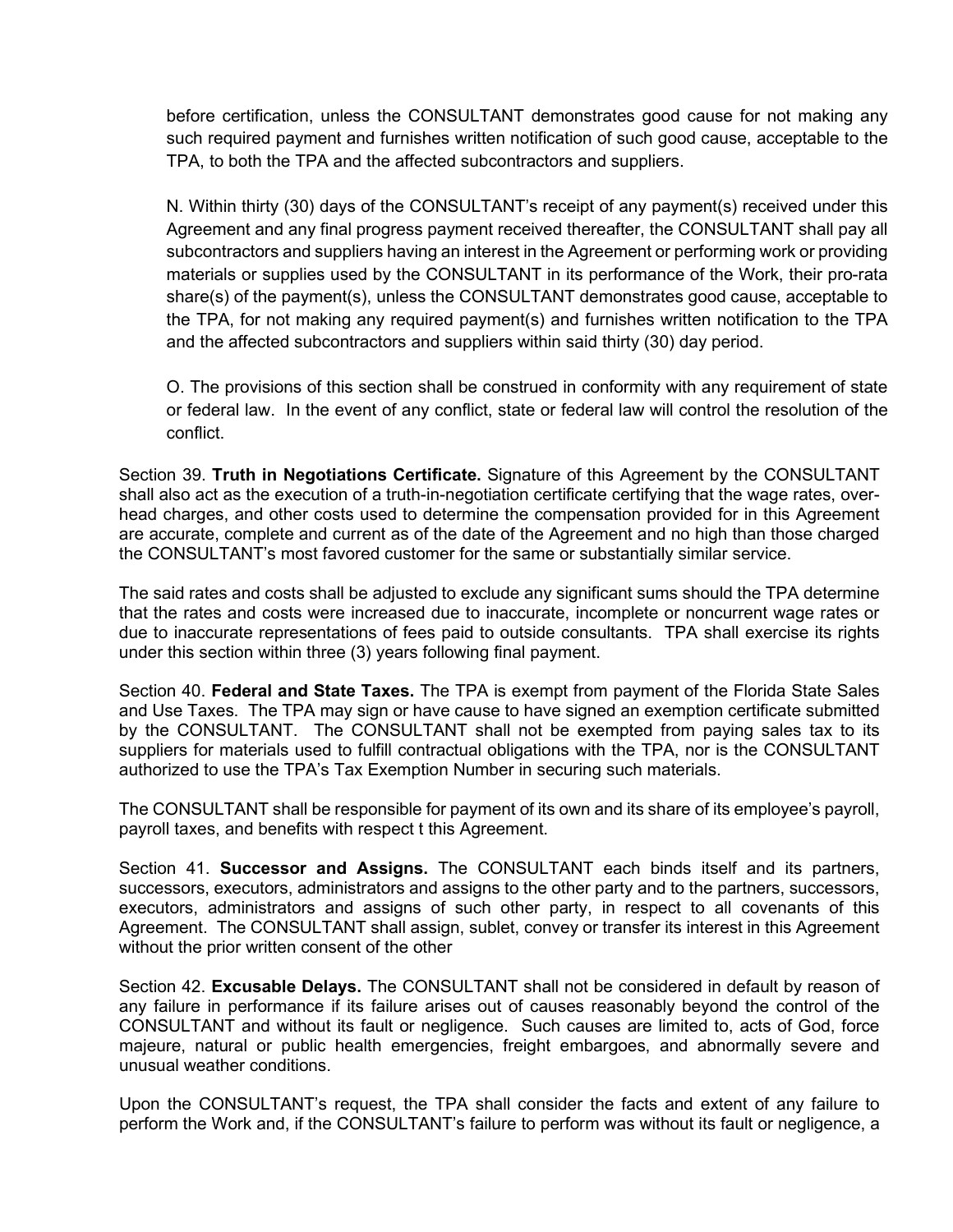before certification, unless the CONSULTANT demonstrates good cause for not making any such required payment and furnishes written notification of such good cause, acceptable to the TPA, to both the TPA and the affected subcontractors and suppliers.

N. Within thirty (30) days of the CONSULTANT's receipt of any payment(s) received under this Agreement and any final progress payment received thereafter, the CONSULTANT shall pay all subcontractors and suppliers having an interest in the Agreement or performing work or providing materials or supplies used by the CONSULTANT in its performance of the Work, their pro-rata share(s) of the payment(s), unless the CONSULTANT demonstrates good cause, acceptable to the TPA, for not making any required payment(s) and furnishes written notification to the TPA and the affected subcontractors and suppliers within said thirty (30) day period.

O. The provisions of this section shall be construed in conformity with any requirement of state or federal law. In the event of any conflict, state or federal law will control the resolution of the conflict.

Section 39. **Truth in Negotiations Certificate.** Signature of this Agreement by the CONSULTANT shall also act as the execution of a truth-in-negotiation certificate certifying that the wage rates, over-head charges, and other costs used to determine the compensation provided for in this Agreement are accurate, complete and current as of the date of the Agreement and no high than those charged the CONSULTANT's most favored customer for the same or substantially similar service.

The said rates and costs shall be adjusted to exclude any significant sums should the TPA determine that the rates and costs were increased due to inaccurate, incomplete or noncurrent wage rates or due to inaccurate representations of fees paid to outside consultants. TPA shall exercise its rights under this section within three (3) years following final payment.

Section 40. **Federal and State Taxes.** The TPA is exempt from payment of the Florida State Sales and Use Taxes. The TPA may sign or have cause to have signed an exemption certificate submitted by the CONSULTANT. The CONSULTANT shall not be exempted from paying sales tax to its suppliers for materials used to fulfill contractual obligations with the TPA, nor is the CONSULTANT authorized to use the TPA's Tax Exemption Number in securing such materials.

The CONSULTANT shall be responsible for payment of its own and its share of its employee's payroll, payroll taxes, and benefits with respect t this Agreement.

Section 41. **Successor and Assigns.** The CONSULTANT each binds itself and its partners, successors, executors, administrators and assigns to the other party and to the partners, successors, executors, administrators and assigns of such other party, in respect to all covenants of this Agreement. The CONSULTANT shall assign, sublet, convey or transfer its interest in this Agreement without the prior written consent of the other

Section 42. **Excusable Delays.** The CONSULTANT shall not be considered in default by reason of any failure in performance if its failure arises out of causes reasonably beyond the control of the CONSULTANT and without its fault or negligence. Such causes are limited to, acts of God, force majeure, natural or public health emergencies, freight embargoes, and abnormally severe and unusual weather conditions.

Upon the CONSULTANT's request, the TPA shall consider the facts and extent of any failure to perform the Work and, if the CONSULTANT's failure to perform was without its fault or negligence, a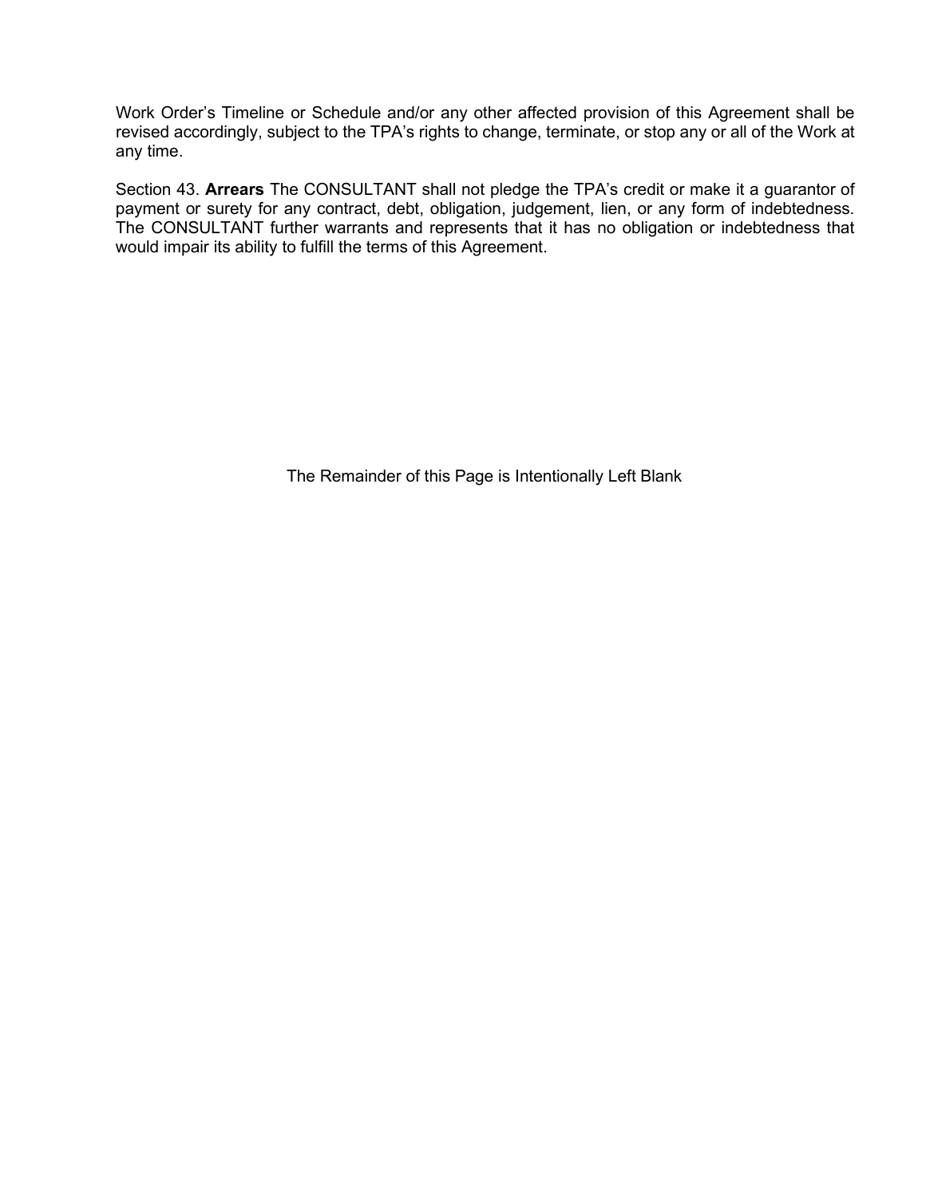Work Order's Timeline or Schedule and/or any other affected provision of this Agreement shall be revised accordingly, subject to the TPA's rights to change, terminate, or stop any or all of the Work at any time.

Section 43. **Arrears** The CONSULTANT shall not pledge the TPA's credit or make it a guarantor of payment or surety for any contract, debt, obligation, judgement, lien, or any form of indebtedness. The CONSULTANT further warrants and represents that it has no obligation or indebtedness that would impair its ability to fulfill the terms of this Agreement.

The Remainder of this Page is Intentionally Left Blank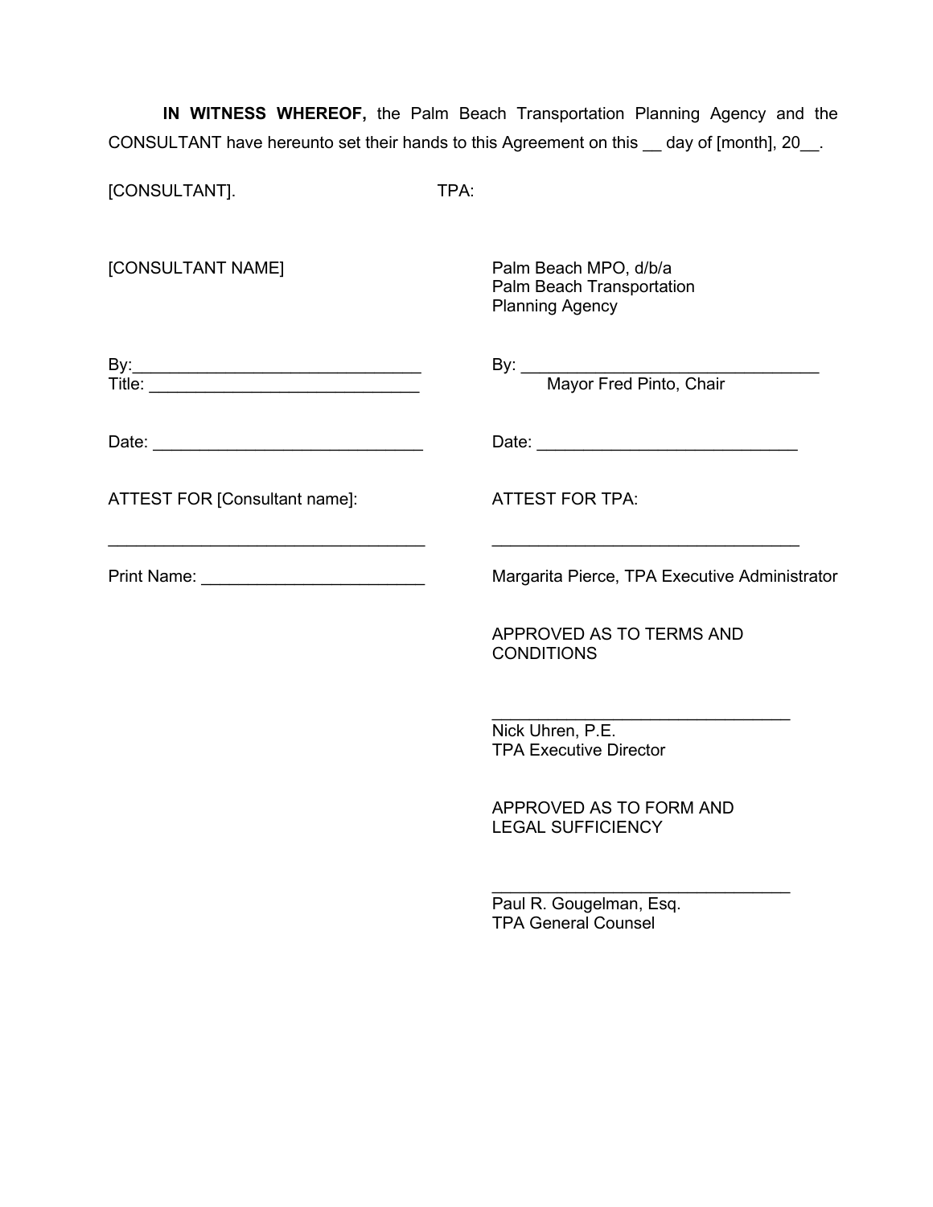**IN WITNESS WHEREOF,** the Palm Beach Transportation Planning Agency and the CONSULTANT have hereunto set their hands to this Agreement on this __ day of [month], 20__.

[CONSULTANT].

[CONSULTANT NAME]

By:_______________________________
Title: _____________________________

Date: _____________________________

ATTEST FOR [Consultant name]:

_________________________________

Print Name: _______________________

TPA:

Palm Beach MPO, d/b/a
Palm Beach Transportation
Planning Agency

By: _______________________________
Mayor Fred Pinto, Chair

Date: ____________________________

ATTEST FOR TPA:

_________________________________

Margarita Pierce, TPA Executive Administrator

APPROVED AS TO TERMS AND CONDITIONS

_______________________________
Nick Uhren, P.E.
TPA Executive Director

APPROVED AS TO FORM AND LEGAL SUFFICIENCY

_______________________________
Paul R. Gougelman, Esq.
TPA General Counsel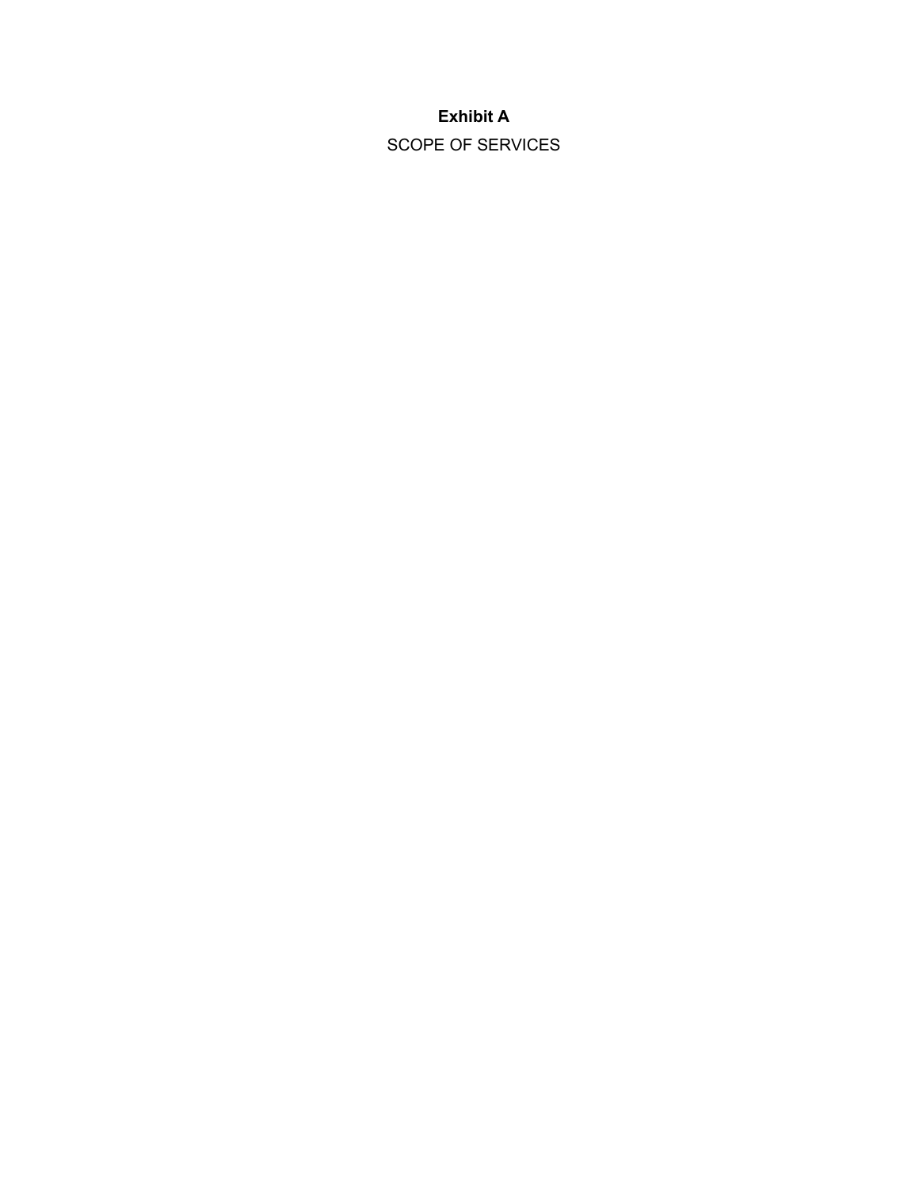**Exhibit A**

SCOPE OF SERVICES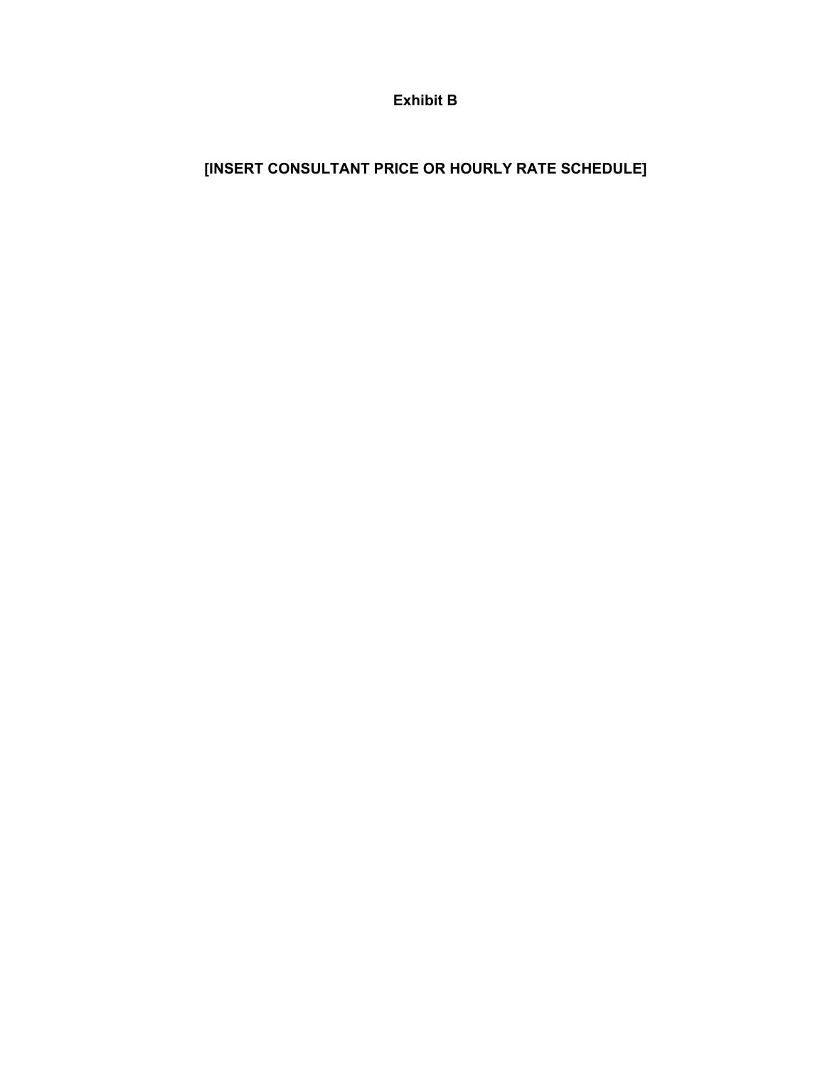# Exhibit B

## [INSERT CONSULTANT PRICE OR HOURLY RATE SCHEDULE]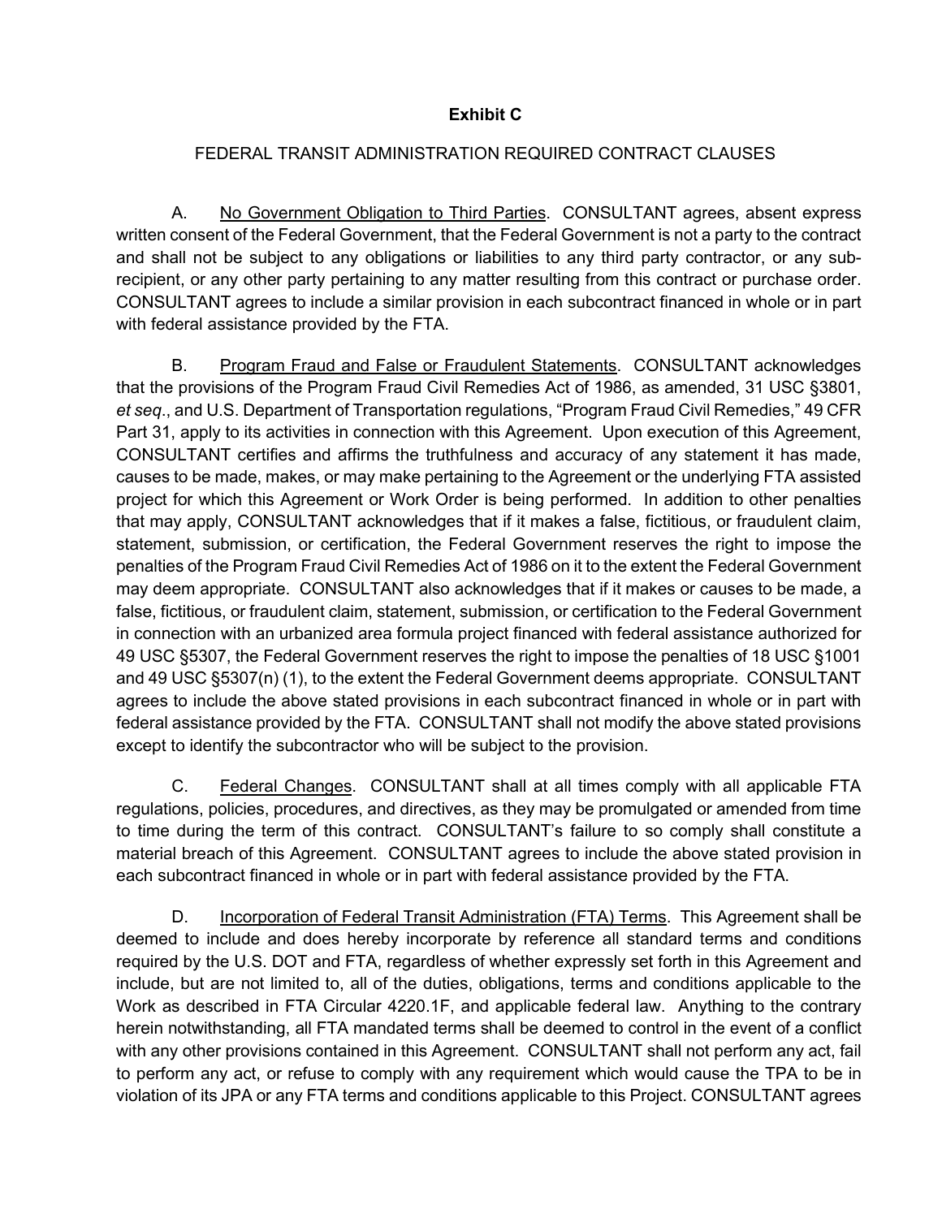**Exhibit C**

FEDERAL TRANSIT ADMINISTRATION REQUIRED CONTRACT CLAUSES

A. <u>No Government Obligation to Third Parties</u>. CONSULTANT agrees, absent express written consent of the Federal Government, that the Federal Government is not a party to the contract and shall not be subject to any obligations or liabilities to any third party contractor, or any sub-recipient, or any other party pertaining to any matter resulting from this contract or purchase order. CONSULTANT agrees to include a similar provision in each subcontract financed in whole or in part with federal assistance provided by the FTA.

B. <u>Program Fraud and False or Fraudulent Statements</u>. CONSULTANT acknowledges that the provisions of the Program Fraud Civil Remedies Act of 1986, as amended, 31 USC §3801, *et seq*., and U.S. Department of Transportation regulations, "Program Fraud Civil Remedies," 49 CFR Part 31, apply to its activities in connection with this Agreement. Upon execution of this Agreement, CONSULTANT certifies and affirms the truthfulness and accuracy of any statement it has made, causes to be made, makes, or may make pertaining to the Agreement or the underlying FTA assisted project for which this Agreement or Work Order is being performed. In addition to other penalties that may apply, CONSULTANT acknowledges that if it makes a false, fictitious, or fraudulent claim, statement, submission, or certification, the Federal Government reserves the right to impose the penalties of the Program Fraud Civil Remedies Act of 1986 on it to the extent the Federal Government may deem appropriate. CONSULTANT also acknowledges that if it makes or causes to be made, a false, fictitious, or fraudulent claim, statement, submission, or certification to the Federal Government in connection with an urbanized area formula project financed with federal assistance authorized for 49 USC §5307, the Federal Government reserves the right to impose the penalties of 18 USC §1001 and 49 USC §5307(n) (1), to the extent the Federal Government deems appropriate. CONSULTANT agrees to include the above stated provisions in each subcontract financed in whole or in part with federal assistance provided by the FTA. CONSULTANT shall not modify the above stated provisions except to identify the subcontractor who will be subject to the provision.

C. <u>Federal Changes</u>. CONSULTANT shall at all times comply with all applicable FTA regulations, policies, procedures, and directives, as they may be promulgated or amended from time to time during the term of this contract. CONSULTANT's failure to so comply shall constitute a material breach of this Agreement. CONSULTANT agrees to include the above stated provision in each subcontract financed in whole or in part with federal assistance provided by the FTA.

D. <u>Incorporation of Federal Transit Administration (FTA) Terms</u>. This Agreement shall be deemed to include and does hereby incorporate by reference all standard terms and conditions required by the U.S. DOT and FTA, regardless of whether expressly set forth in this Agreement and include, but are not limited to, all of the duties, obligations, terms and conditions applicable to the Work as described in FTA Circular 4220.1F, and applicable federal law. Anything to the contrary herein notwithstanding, all FTA mandated terms shall be deemed to control in the event of a conflict with any other provisions contained in this Agreement. CONSULTANT shall not perform any act, fail to perform any act, or refuse to comply with any requirement which would cause the TPA to be in violation of its JPA or any FTA terms and conditions applicable to this Project. CONSULTANT agrees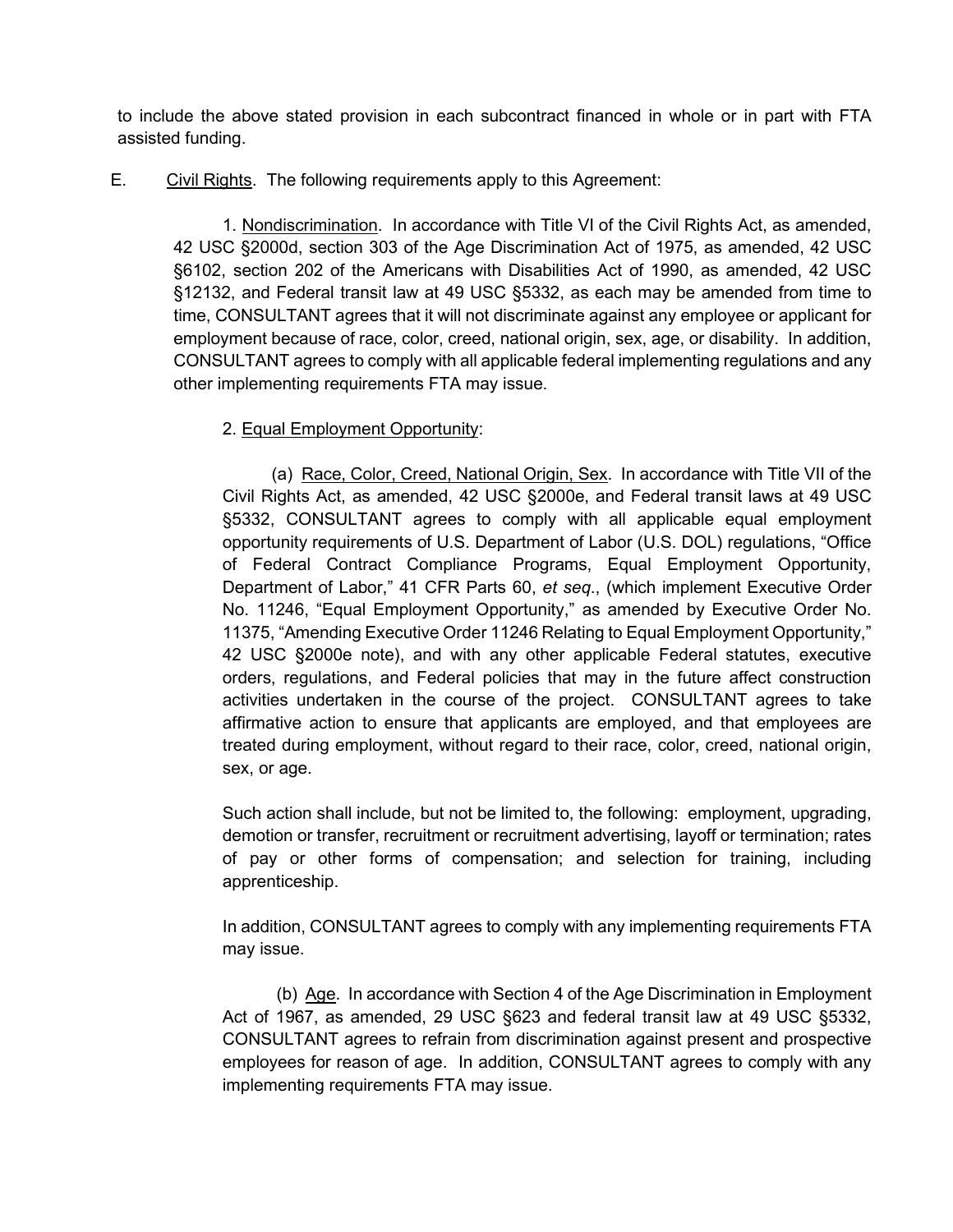to include the above stated provision in each subcontract financed in whole or in part with FTA assisted funding.

E. Civil Rights. The following requirements apply to this Agreement:

1. Nondiscrimination. In accordance with Title VI of the Civil Rights Act, as amended, 42 USC §2000d, section 303 of the Age Discrimination Act of 1975, as amended, 42 USC §6102, section 202 of the Americans with Disabilities Act of 1990, as amended, 42 USC §12132, and Federal transit law at 49 USC §5332, as each may be amended from time to time, CONSULTANT agrees that it will not discriminate against any employee or applicant for employment because of race, color, creed, national origin, sex, age, or disability. In addition, CONSULTANT agrees to comply with all applicable federal implementing regulations and any other implementing requirements FTA may issue.

2. Equal Employment Opportunity:

(a) Race, Color, Creed, National Origin, Sex. In accordance with Title VII of the Civil Rights Act, as amended, 42 USC §2000e, and Federal transit laws at 49 USC §5332, CONSULTANT agrees to comply with all applicable equal employment opportunity requirements of U.S. Department of Labor (U.S. DOL) regulations, "Office of Federal Contract Compliance Programs, Equal Employment Opportunity, Department of Labor," 41 CFR Parts 60, *et seq*., (which implement Executive Order No. 11246, "Equal Employment Opportunity," as amended by Executive Order No. 11375, "Amending Executive Order 11246 Relating to Equal Employment Opportunity," 42 USC §2000e note), and with any other applicable Federal statutes, executive orders, regulations, and Federal policies that may in the future affect construction activities undertaken in the course of the project. CONSULTANT agrees to take affirmative action to ensure that applicants are employed, and that employees are treated during employment, without regard to their race, color, creed, national origin, sex, or age.

Such action shall include, but not be limited to, the following: employment, upgrading, demotion or transfer, recruitment or recruitment advertising, layoff or termination; rates of pay or other forms of compensation; and selection for training, including apprenticeship.

In addition, CONSULTANT agrees to comply with any implementing requirements FTA may issue.

(b) Age. In accordance with Section 4 of the Age Discrimination in Employment Act of 1967, as amended, 29 USC §623 and federal transit law at 49 USC §5332, CONSULTANT agrees to refrain from discrimination against present and prospective employees for reason of age. In addition, CONSULTANT agrees to comply with any implementing requirements FTA may issue.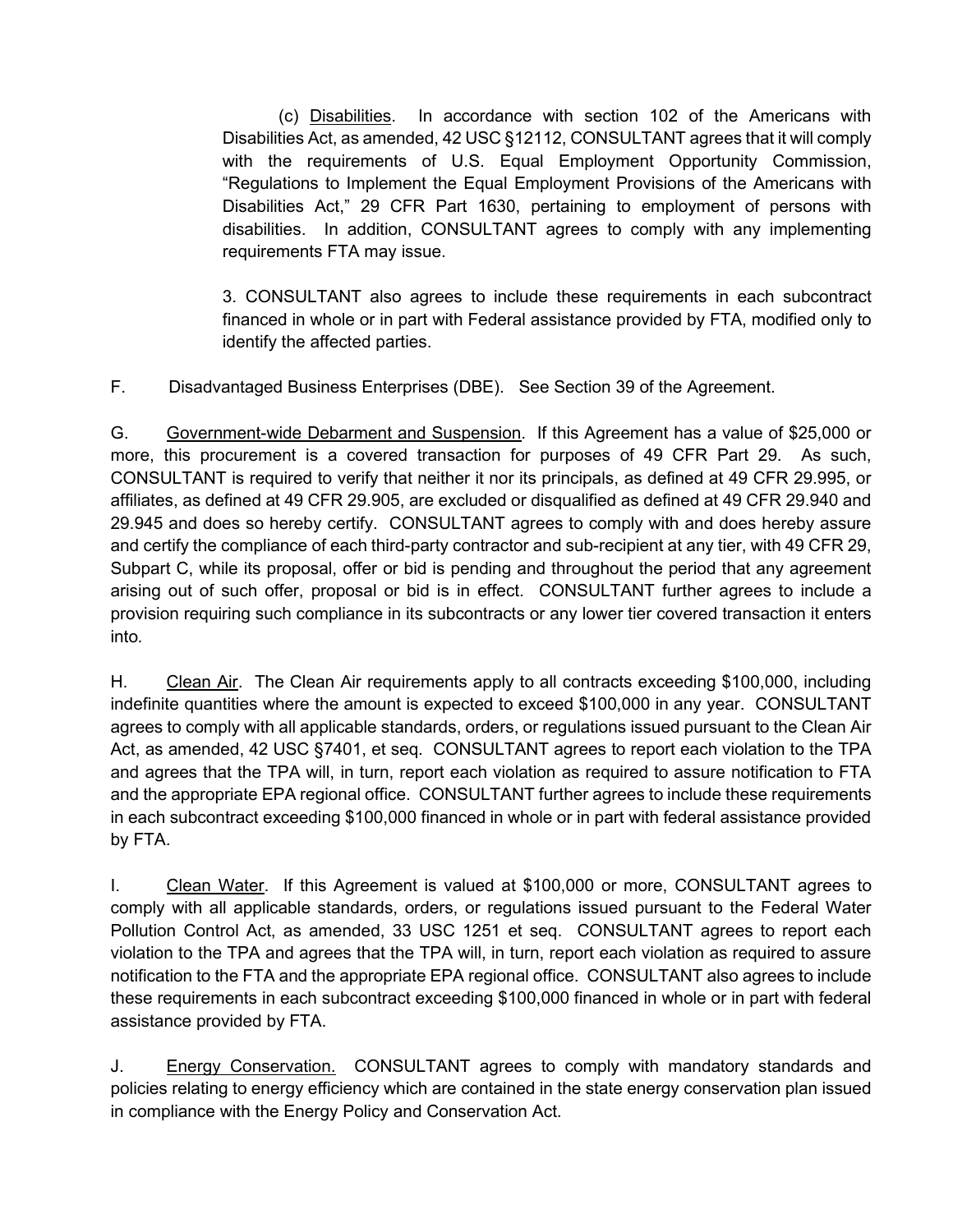(c) Disabilities. In accordance with section 102 of the Americans with Disabilities Act, as amended, 42 USC §12112, CONSULTANT agrees that it will comply with the requirements of U.S. Equal Employment Opportunity Commission, "Regulations to Implement the Equal Employment Provisions of the Americans with Disabilities Act," 29 CFR Part 1630, pertaining to employment of persons with disabilities. In addition, CONSULTANT agrees to comply with any implementing requirements FTA may issue.

3. CONSULTANT also agrees to include these requirements in each subcontract financed in whole or in part with Federal assistance provided by FTA, modified only to identify the affected parties.

F. Disadvantaged Business Enterprises (DBE). See Section 39 of the Agreement.

G. Government-wide Debarment and Suspension. If this Agreement has a value of $25,000 or more, this procurement is a covered transaction for purposes of 49 CFR Part 29. As such, CONSULTANT is required to verify that neither it nor its principals, as defined at 49 CFR 29.995, or affiliates, as defined at 49 CFR 29.905, are excluded or disqualified as defined at 49 CFR 29.940 and 29.945 and does so hereby certify. CONSULTANT agrees to comply with and does hereby assure and certify the compliance of each third-party contractor and sub-recipient at any tier, with 49 CFR 29, Subpart C, while its proposal, offer or bid is pending and throughout the period that any agreement arising out of such offer, proposal or bid is in effect. CONSULTANT further agrees to include a provision requiring such compliance in its subcontracts or any lower tier covered transaction it enters into.

H. Clean Air. The Clean Air requirements apply to all contracts exceeding $100,000, including indefinite quantities where the amount is expected to exceed $100,000 in any year. CONSULTANT agrees to comply with all applicable standards, orders, or regulations issued pursuant to the Clean Air Act, as amended, 42 USC §7401, et seq. CONSULTANT agrees to report each violation to the TPA and agrees that the TPA will, in turn, report each violation as required to assure notification to FTA and the appropriate EPA regional office. CONSULTANT further agrees to include these requirements in each subcontract exceeding $100,000 financed in whole or in part with federal assistance provided by FTA.

I. Clean Water. If this Agreement is valued at $100,000 or more, CONSULTANT agrees to comply with all applicable standards, orders, or regulations issued pursuant to the Federal Water Pollution Control Act, as amended, 33 USC 1251 et seq. CONSULTANT agrees to report each violation to the TPA and agrees that the TPA will, in turn, report each violation as required to assure notification to the FTA and the appropriate EPA regional office. CONSULTANT also agrees to include these requirements in each subcontract exceeding $100,000 financed in whole or in part with federal assistance provided by FTA.

J. Energy Conservation. CONSULTANT agrees to comply with mandatory standards and policies relating to energy efficiency which are contained in the state energy conservation plan issued in compliance with the Energy Policy and Conservation Act.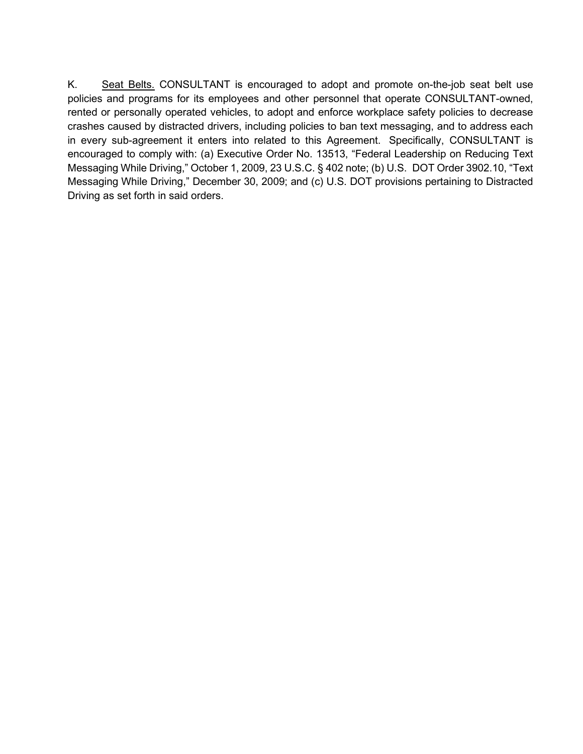K. <u>Seat Belts.</u> CONSULTANT is encouraged to adopt and promote on-the-job seat belt use policies and programs for its employees and other personnel that operate CONSULTANT-owned, rented or personally operated vehicles, to adopt and enforce workplace safety policies to decrease crashes caused by distracted drivers, including policies to ban text messaging, and to address each in every sub-agreement it enters into related to this Agreement. Specifically, CONSULTANT is encouraged to comply with: (a) Executive Order No. 13513, "Federal Leadership on Reducing Text Messaging While Driving," October 1, 2009, 23 U.S.C. § 402 note; (b) U.S. DOT Order 3902.10, "Text Messaging While Driving," December 30, 2009; and (c) U.S. DOT provisions pertaining to Distracted Driving as set forth in said orders.